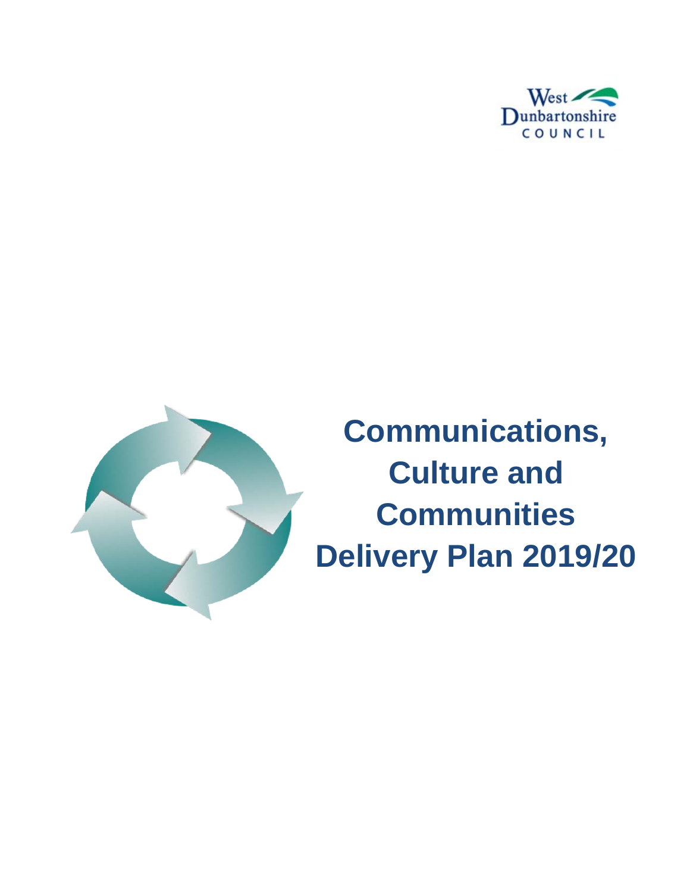West Dunbartonshire COUNCIL

# Communications, Culture and Communities Delivery Plan 2019/20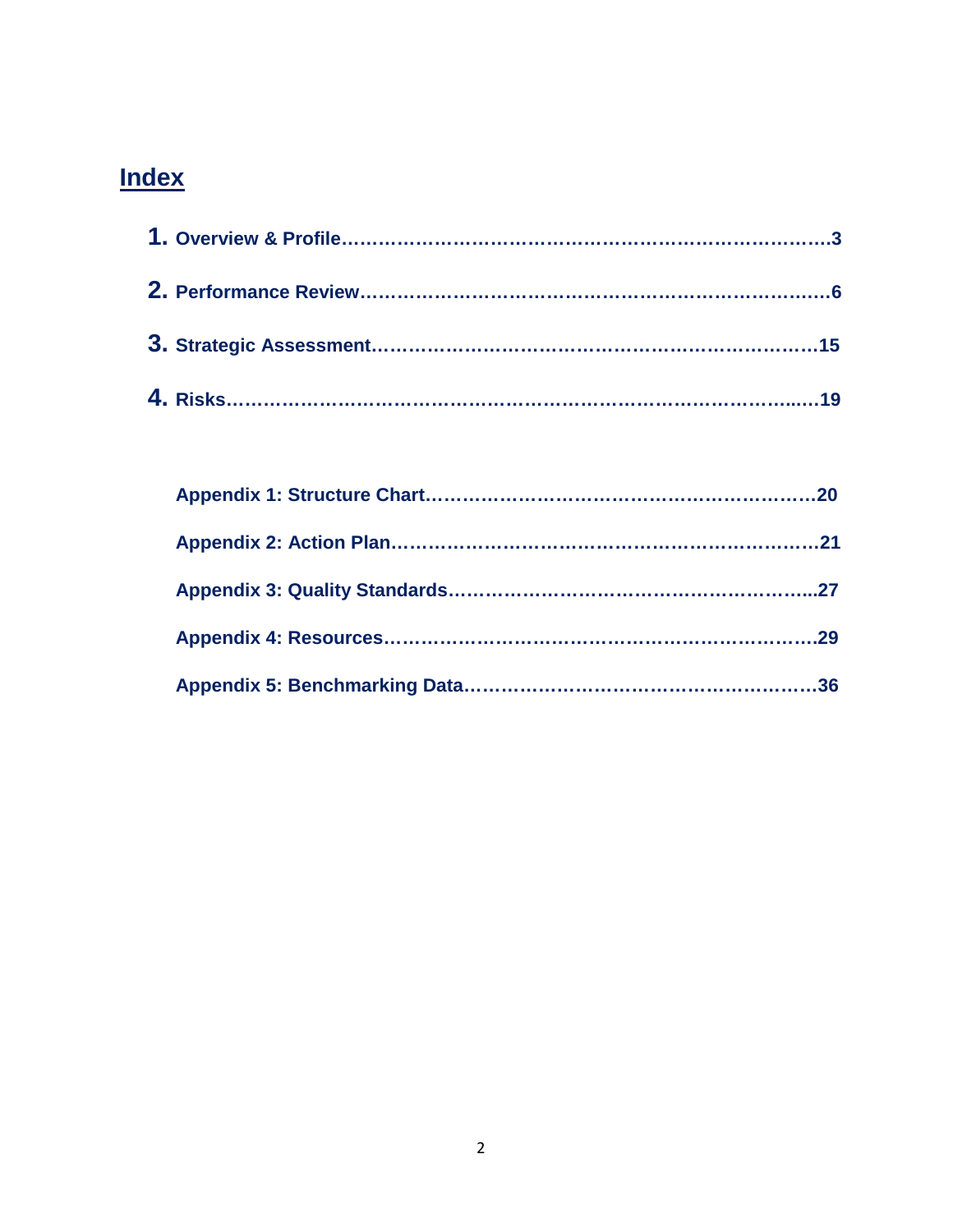# Index

1. **Overview & Profile……………………………………………………………………3**
2. **Performance Review……………………………………………………………………6**
3. **Strategic Assessment…………………………………………………………………15**
4. **Risks……………………………………………………………………………………..…19**

**Appendix 1: Structure Chart………………………………………………………20**

**Appendix 2: Action Plan……………………………………………………………21**

**Appendix 3: Quality Standards…………………………………………………...27**

**Appendix 4: Resources………………………………………………………………29**

**Appendix 5: Benchmarking Data…………………………………………………36**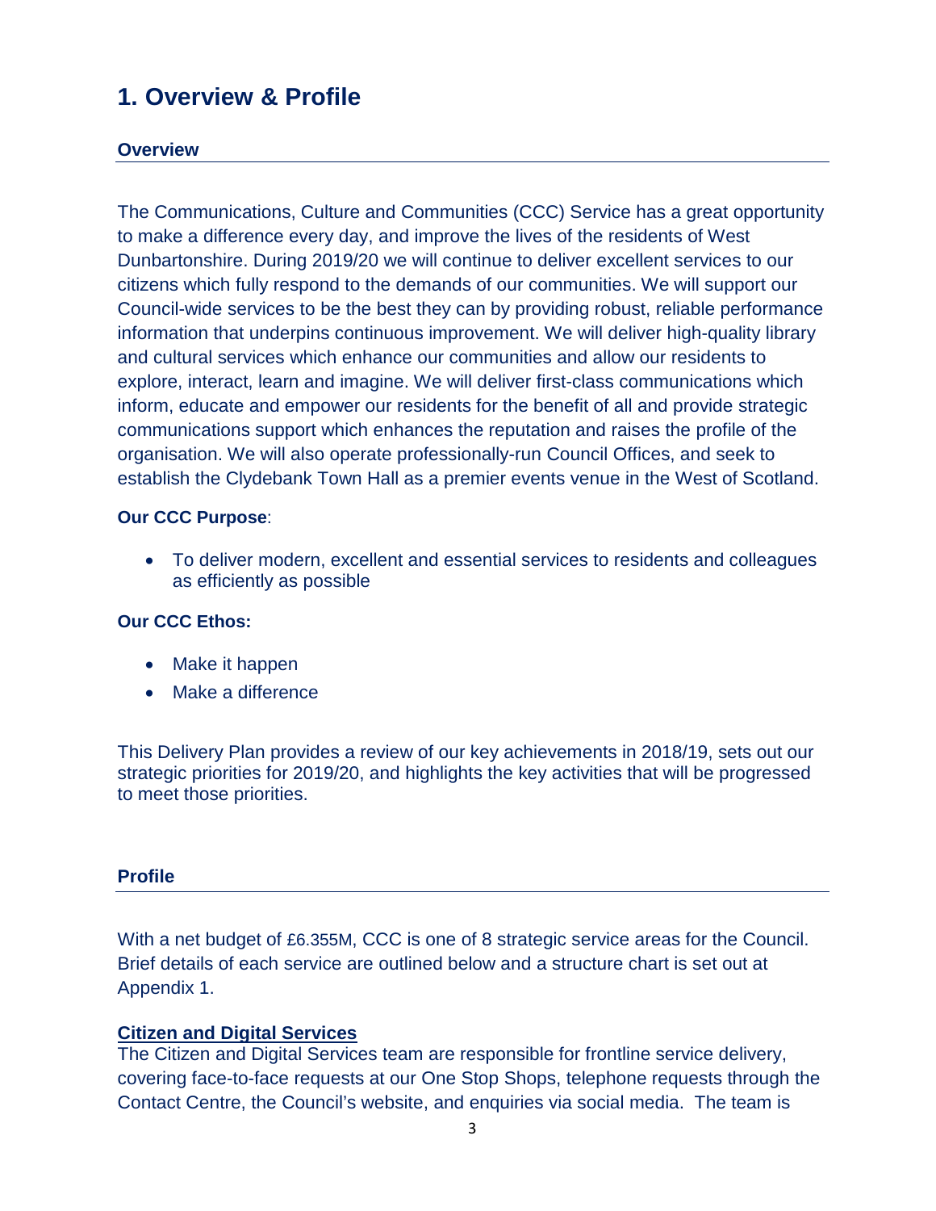# 1. Overview & Profile

## Overview

The Communications, Culture and Communities (CCC) Service has a great opportunity to make a difference every day, and improve the lives of the residents of West Dunbartonshire. During 2019/20 we will continue to deliver excellent services to our citizens which fully respond to the demands of our communities. We will support our Council-wide services to be the best they can by providing robust, reliable performance information that underpins continuous improvement. We will deliver high-quality library and cultural services which enhance our communities and allow our residents to explore, interact, learn and imagine. We will deliver first-class communications which inform, educate and empower our residents for the benefit of all and provide strategic communications support which enhances the reputation and raises the profile of the organisation. We will also operate professionally-run Council Offices, and seek to establish the Clydebank Town Hall as a premier events venue in the West of Scotland.

**Our CCC Purpose**:

- To deliver modern, excellent and essential services to residents and colleagues as efficiently as possible

**Our CCC Ethos:**

- Make it happen
- Make a difference

This Delivery Plan provides a review of our key achievements in 2018/19, sets out our strategic priorities for 2019/20, and highlights the key activities that will be progressed to meet those priorities.

## Profile

With a net budget of £6.355M, CCC is one of 8 strategic service areas for the Council. Brief details of each service are outlined below and a structure chart is set out at Appendix 1.

### Citizen and Digital Services

The Citizen and Digital Services team are responsible for frontline service delivery, covering face-to-face requests at our One Stop Shops, telephone requests through the Contact Centre, the Council's website, and enquiries via social media. The team is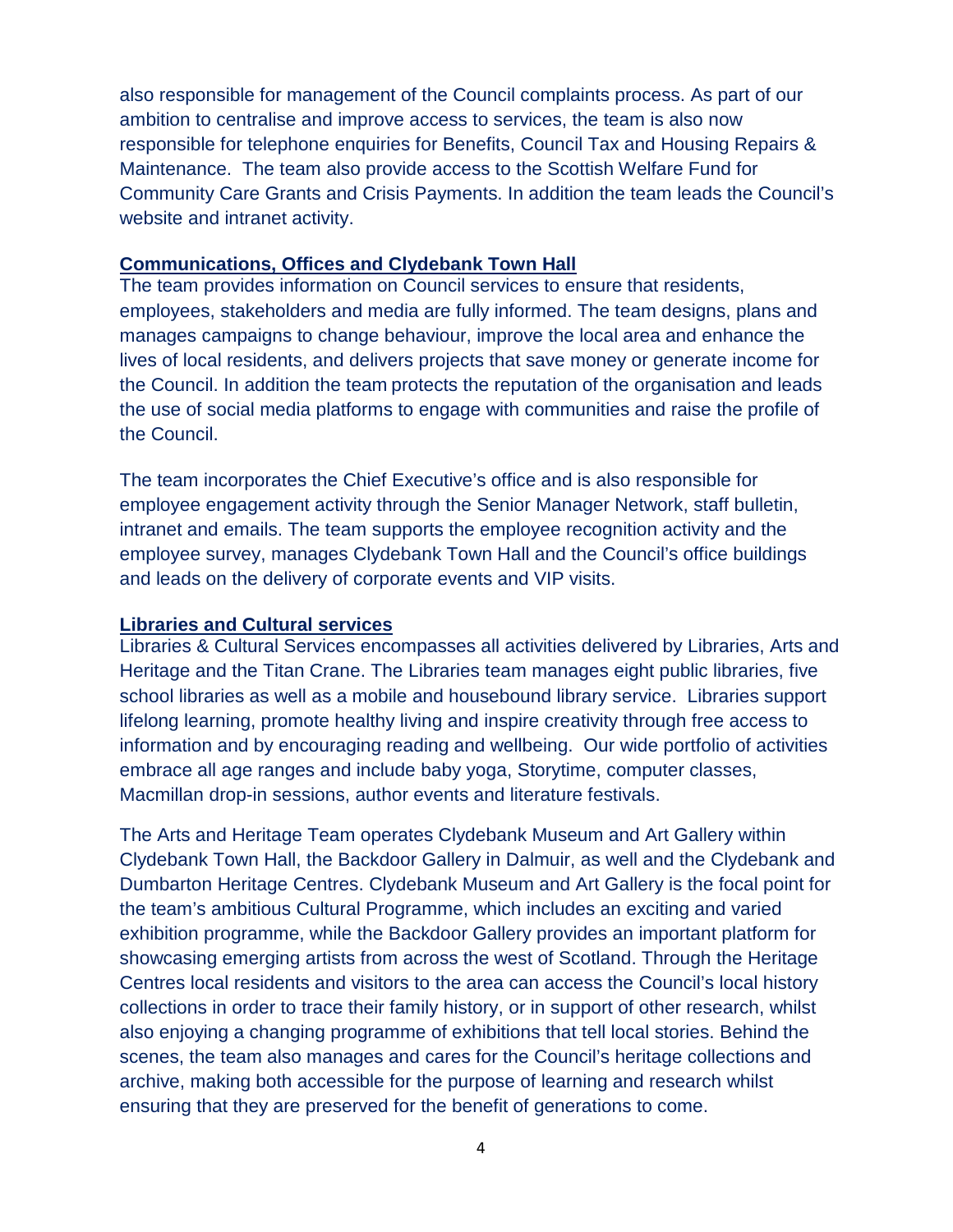also responsible for management of the Council complaints process. As part of our ambition to centralise and improve access to services, the team is also now responsible for telephone enquiries for Benefits, Council Tax and Housing Repairs & Maintenance. The team also provide access to the Scottish Welfare Fund for Community Care Grants and Crisis Payments. In addition the team leads the Council's website and intranet activity.

### Communications, Offices and Clydebank Town Hall

The team provides information on Council services to ensure that residents, employees, stakeholders and media are fully informed. The team designs, plans and manages campaigns to change behaviour, improve the local area and enhance the lives of local residents, and delivers projects that save money or generate income for the Council. In addition the team protects the reputation of the organisation and leads the use of social media platforms to engage with communities and raise the profile of the Council.

The team incorporates the Chief Executive's office and is also responsible for employee engagement activity through the Senior Manager Network, staff bulletin, intranet and emails. The team supports the employee recognition activity and the employee survey, manages Clydebank Town Hall and the Council's office buildings and leads on the delivery of corporate events and VIP visits.

### Libraries and Cultural services

Libraries & Cultural Services encompasses all activities delivered by Libraries, Arts and Heritage and the Titan Crane. The Libraries team manages eight public libraries, five school libraries as well as a mobile and housebound library service. Libraries support lifelong learning, promote healthy living and inspire creativity through free access to information and by encouraging reading and wellbeing. Our wide portfolio of activities embrace all age ranges and include baby yoga, Storytime, computer classes, Macmillan drop-in sessions, author events and literature festivals.

The Arts and Heritage Team operates Clydebank Museum and Art Gallery within Clydebank Town Hall, the Backdoor Gallery in Dalmuir, as well and the Clydebank and Dumbarton Heritage Centres. Clydebank Museum and Art Gallery is the focal point for the team's ambitious Cultural Programme, which includes an exciting and varied exhibition programme, while the Backdoor Gallery provides an important platform for showcasing emerging artists from across the west of Scotland. Through the Heritage Centres local residents and visitors to the area can access the Council's local history collections in order to trace their family history, or in support of other research, whilst also enjoying a changing programme of exhibitions that tell local stories. Behind the scenes, the team also manages and cares for the Council's heritage collections and archive, making both accessible for the purpose of learning and research whilst ensuring that they are preserved for the benefit of generations to come.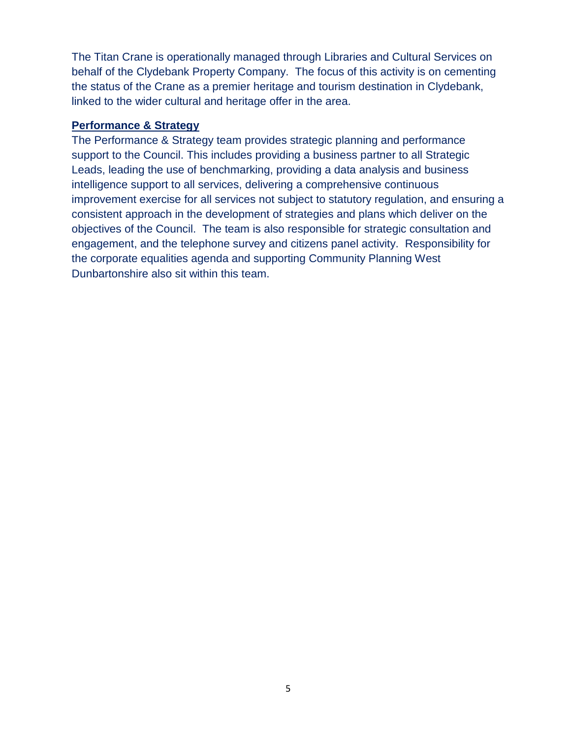The Titan Crane is operationally managed through Libraries and Cultural Services on behalf of the Clydebank Property Company. The focus of this activity is on cementing the status of the Crane as a premier heritage and tourism destination in Clydebank, linked to the wider cultural and heritage offer in the area.

**Performance & Strategy**

The Performance & Strategy team provides strategic planning and performance support to the Council. This includes providing a business partner to all Strategic Leads, leading the use of benchmarking, providing a data analysis and business intelligence support to all services, delivering a comprehensive continuous improvement exercise for all services not subject to statutory regulation, and ensuring a consistent approach in the development of strategies and plans which deliver on the objectives of the Council. The team is also responsible for strategic consultation and engagement, and the telephone survey and citizens panel activity. Responsibility for the corporate equalities agenda and supporting Community Planning West Dunbartonshire also sit within this team.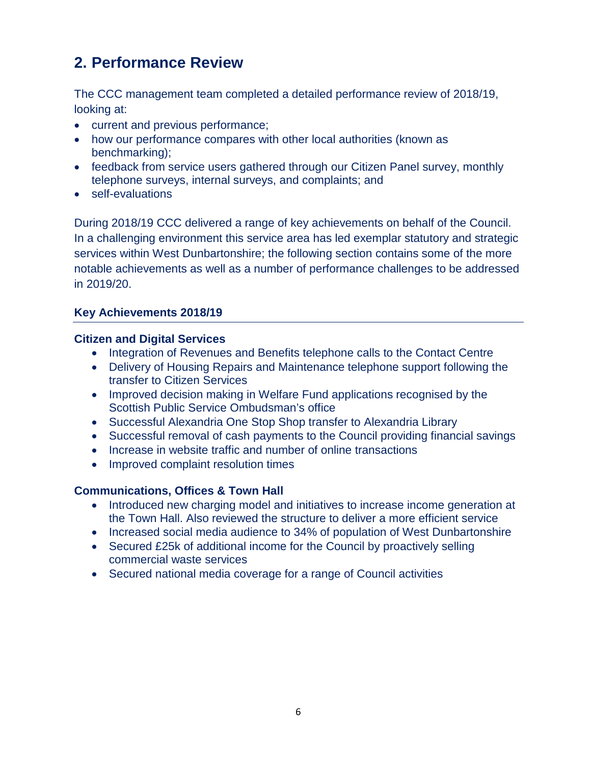## 2. Performance Review

The CCC management team completed a detailed performance review of 2018/19, looking at:

- current and previous performance;
- how our performance compares with other local authorities (known as benchmarking);
- feedback from service users gathered through our Citizen Panel survey, monthly telephone surveys, internal surveys, and complaints; and
- self-evaluations

During 2018/19 CCC delivered a range of key achievements on behalf of the Council. In a challenging environment this service area has led exemplar statutory and strategic services within West Dunbartonshire; the following section contains some of the more notable achievements as well as a number of performance challenges to be addressed in 2019/20.

### Key Achievements 2018/19

#### Citizen and Digital Services

- Integration of Revenues and Benefits telephone calls to the Contact Centre
- Delivery of Housing Repairs and Maintenance telephone support following the transfer to Citizen Services
- Improved decision making in Welfare Fund applications recognised by the Scottish Public Service Ombudsman's office
- Successful Alexandria One Stop Shop transfer to Alexandria Library
- Successful removal of cash payments to the Council providing financial savings
- Increase in website traffic and number of online transactions
- Improved complaint resolution times

#### Communications, Offices & Town Hall

- Introduced new charging model and initiatives to increase income generation at the Town Hall. Also reviewed the structure to deliver a more efficient service
- Increased social media audience to 34% of population of West Dunbartonshire
- Secured £25k of additional income for the Council by proactively selling commercial waste services
- Secured national media coverage for a range of Council activities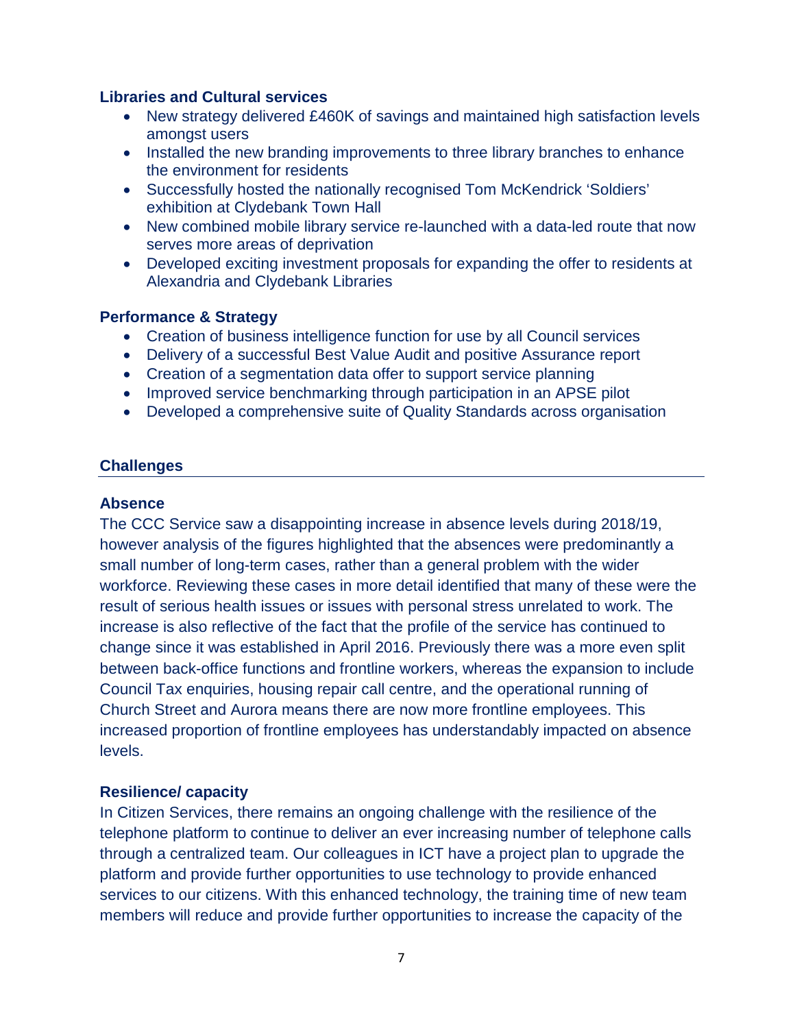**Libraries and Cultural services**

- New strategy delivered £460K of savings and maintained high satisfaction levels amongst users
- Installed the new branding improvements to three library branches to enhance the environment for residents
- Successfully hosted the nationally recognised Tom McKendrick 'Soldiers' exhibition at Clydebank Town Hall
- New combined mobile library service re-launched with a data-led route that now serves more areas of deprivation
- Developed exciting investment proposals for expanding the offer to residents at Alexandria and Clydebank Libraries

**Performance & Strategy**

- Creation of business intelligence function for use by all Council services
- Delivery of a successful Best Value Audit and positive Assurance report
- Creation of a segmentation data offer to support service planning
- Improved service benchmarking through participation in an APSE pilot
- Developed a comprehensive suite of Quality Standards across organisation

## Challenges

**Absence**

The CCC Service saw a disappointing increase in absence levels during 2018/19, however analysis of the figures highlighted that the absences were predominantly a small number of long-term cases, rather than a general problem with the wider workforce. Reviewing these cases in more detail identified that many of these were the result of serious health issues or issues with personal stress unrelated to work. The increase is also reflective of the fact that the profile of the service has continued to change since it was established in April 2016. Previously there was a more even split between back-office functions and frontline workers, whereas the expansion to include Council Tax enquiries, housing repair call centre, and the operational running of Church Street and Aurora means there are now more frontline employees. This increased proportion of frontline employees has understandably impacted on absence levels.

**Resilience/ capacity**

In Citizen Services, there remains an ongoing challenge with the resilience of the telephone platform to continue to deliver an ever increasing number of telephone calls through a centralized team. Our colleagues in ICT have a project plan to upgrade the platform and provide further opportunities to use technology to provide enhanced services to our citizens. With this enhanced technology, the training time of new team members will reduce and provide further opportunities to increase the capacity of the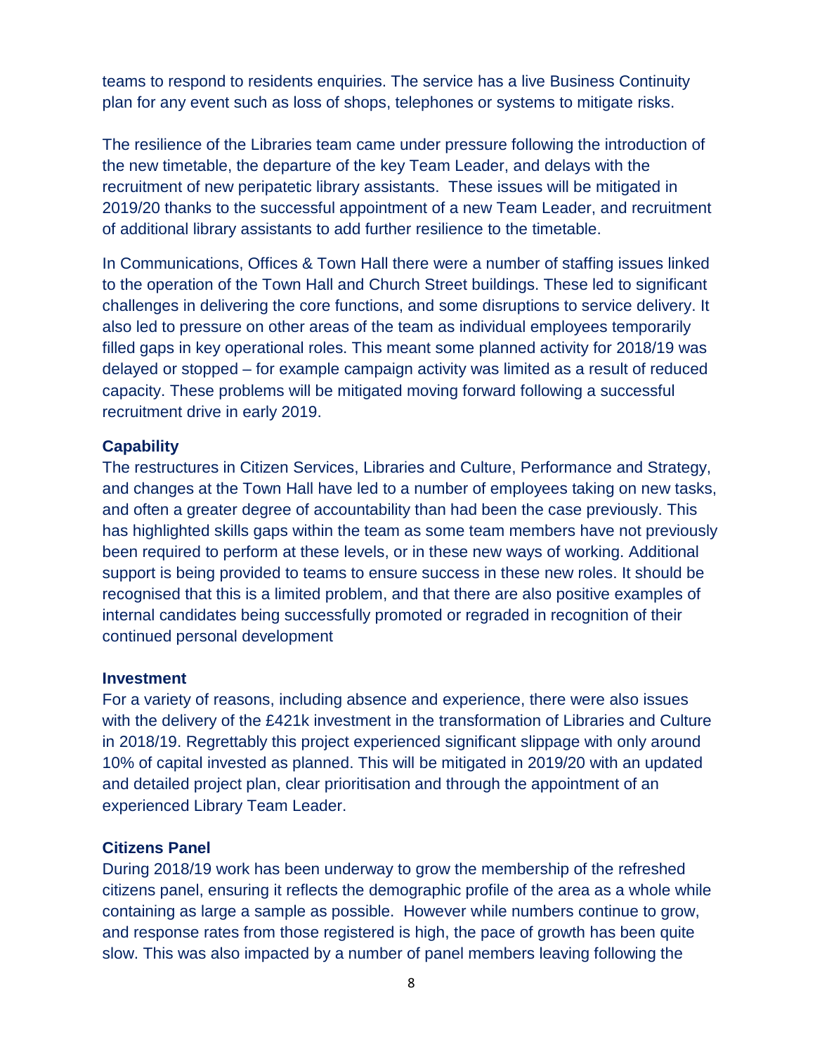teams to respond to residents enquiries. The service has a live Business Continuity plan for any event such as loss of shops, telephones or systems to mitigate risks.

The resilience of the Libraries team came under pressure following the introduction of the new timetable, the departure of the key Team Leader, and delays with the recruitment of new peripatetic library assistants. These issues will be mitigated in 2019/20 thanks to the successful appointment of a new Team Leader, and recruitment of additional library assistants to add further resilience to the timetable.

In Communications, Offices & Town Hall there were a number of staffing issues linked to the operation of the Town Hall and Church Street buildings. These led to significant challenges in delivering the core functions, and some disruptions to service delivery. It also led to pressure on other areas of the team as individual employees temporarily filled gaps in key operational roles. This meant some planned activity for 2018/19 was delayed or stopped – for example campaign activity was limited as a result of reduced capacity. These problems will be mitigated moving forward following a successful recruitment drive in early 2019.

**Capability**

The restructures in Citizen Services, Libraries and Culture, Performance and Strategy, and changes at the Town Hall have led to a number of employees taking on new tasks, and often a greater degree of accountability than had been the case previously. This has highlighted skills gaps within the team as some team members have not previously been required to perform at these levels, or in these new ways of working. Additional support is being provided to teams to ensure success in these new roles. It should be recognised that this is a limited problem, and that there are also positive examples of internal candidates being successfully promoted or regraded in recognition of their continued personal development

**Investment**

For a variety of reasons, including absence and experience, there were also issues with the delivery of the £421k investment in the transformation of Libraries and Culture in 2018/19. Regrettably this project experienced significant slippage with only around 10% of capital invested as planned. This will be mitigated in 2019/20 with an updated and detailed project plan, clear prioritisation and through the appointment of an experienced Library Team Leader.

**Citizens Panel**

During 2018/19 work has been underway to grow the membership of the refreshed citizens panel, ensuring it reflects the demographic profile of the area as a whole while containing as large a sample as possible. However while numbers continue to grow, and response rates from those registered is high, the pace of growth has been quite slow. This was also impacted by a number of panel members leaving following the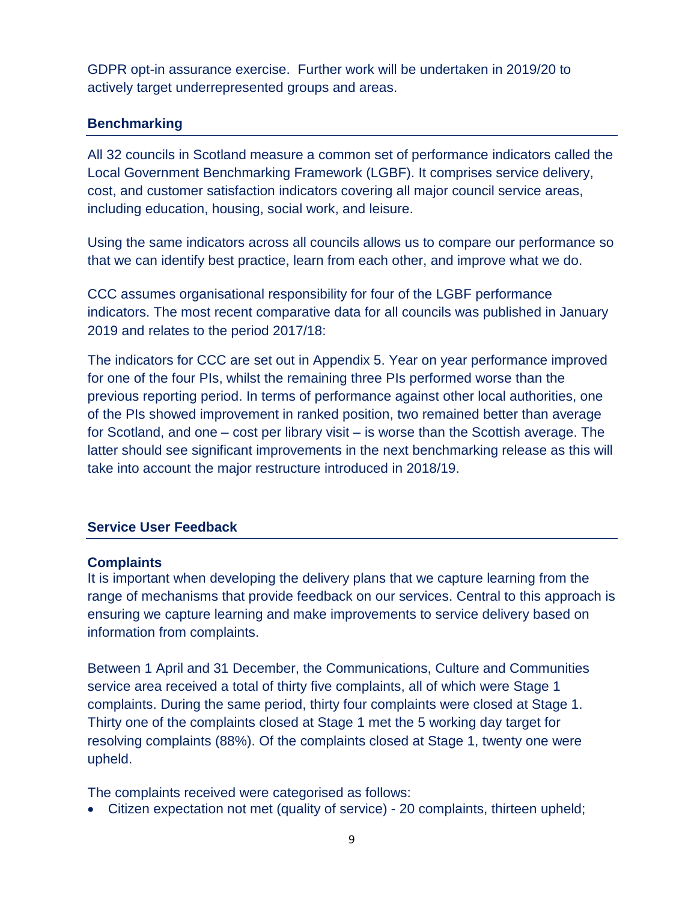GDPR opt-in assurance exercise. Further work will be undertaken in 2019/20 to actively target underrepresented groups and areas.

## Benchmarking

All 32 councils in Scotland measure a common set of performance indicators called the Local Government Benchmarking Framework (LGBF). It comprises service delivery, cost, and customer satisfaction indicators covering all major council service areas, including education, housing, social work, and leisure.

Using the same indicators across all councils allows us to compare our performance so that we can identify best practice, learn from each other, and improve what we do.

CCC assumes organisational responsibility for four of the LGBF performance indicators. The most recent comparative data for all councils was published in January 2019 and relates to the period 2017/18:

The indicators for CCC are set out in Appendix 5. Year on year performance improved for one of the four PIs, whilst the remaining three PIs performed worse than the previous reporting period. In terms of performance against other local authorities, one of the PIs showed improvement in ranked position, two remained better than average for Scotland, and one – cost per library visit – is worse than the Scottish average. The latter should see significant improvements in the next benchmarking release as this will take into account the major restructure introduced in 2018/19.

## Service User Feedback

### Complaints

It is important when developing the delivery plans that we capture learning from the range of mechanisms that provide feedback on our services. Central to this approach is ensuring we capture learning and make improvements to service delivery based on information from complaints.

Between 1 April and 31 December, the Communications, Culture and Communities service area received a total of thirty five complaints, all of which were Stage 1 complaints. During the same period, thirty four complaints were closed at Stage 1. Thirty one of the complaints closed at Stage 1 met the 5 working day target for resolving complaints (88%). Of the complaints closed at Stage 1, twenty one were upheld.

The complaints received were categorised as follows:

- Citizen expectation not met (quality of service) - 20 complaints, thirteen upheld;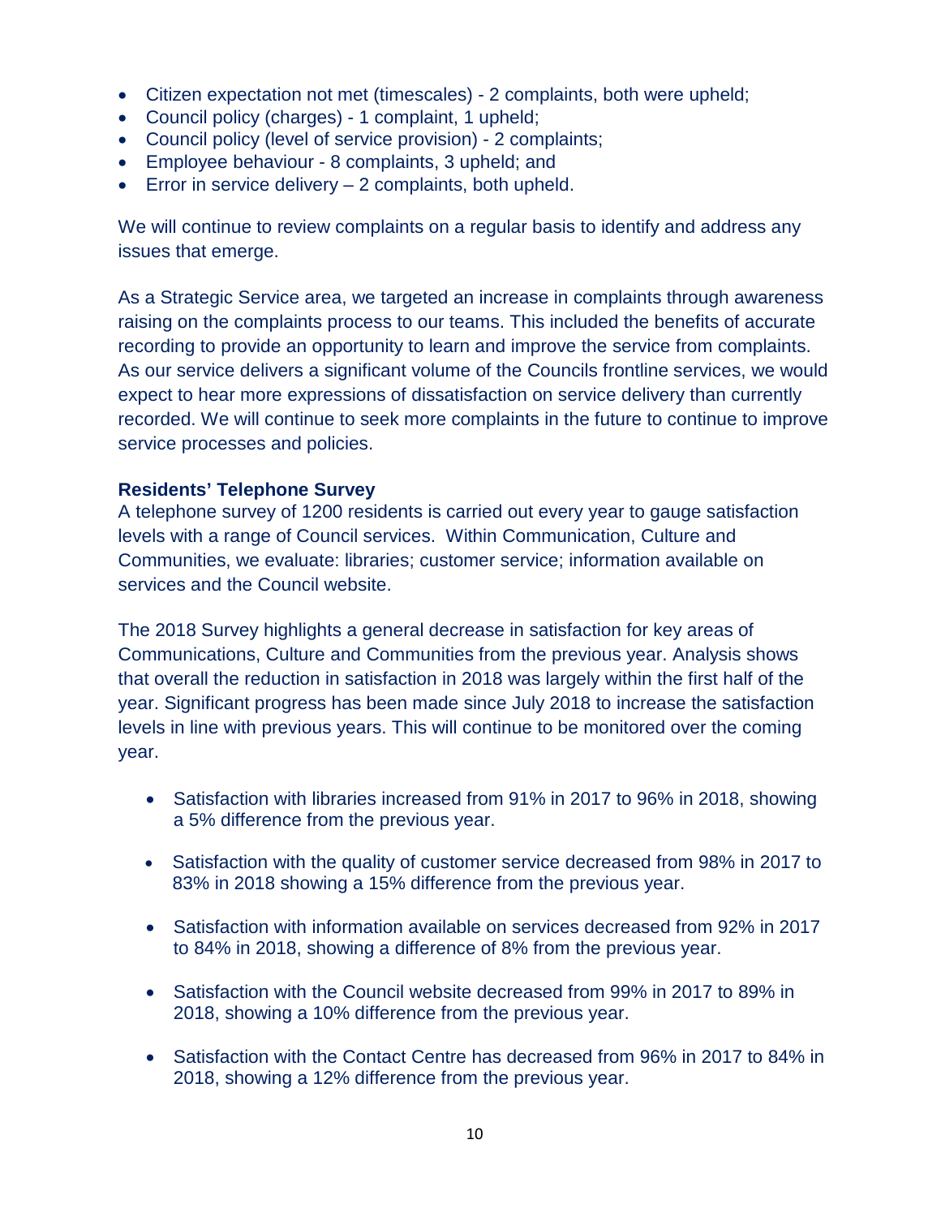- Citizen expectation not met (timescales) - 2 complaints, both were upheld;
- Council policy (charges) - 1 complaint, 1 upheld;
- Council policy (level of service provision) - 2 complaints;
- Employee behaviour - 8 complaints, 3 upheld; and
- Error in service delivery – 2 complaints, both upheld.

We will continue to review complaints on a regular basis to identify and address any issues that emerge.

As a Strategic Service area, we targeted an increase in complaints through awareness raising on the complaints process to our teams. This included the benefits of accurate recording to provide an opportunity to learn and improve the service from complaints. As our service delivers a significant volume of the Councils frontline services, we would expect to hear more expressions of dissatisfaction on service delivery than currently recorded. We will continue to seek more complaints in the future to continue to improve service processes and policies.

**Residents' Telephone Survey**

A telephone survey of 1200 residents is carried out every year to gauge satisfaction levels with a range of Council services. Within Communication, Culture and Communities, we evaluate: libraries; customer service; information available on services and the Council website.

The 2018 Survey highlights a general decrease in satisfaction for key areas of Communications, Culture and Communities from the previous year. Analysis shows that overall the reduction in satisfaction in 2018 was largely within the first half of the year. Significant progress has been made since July 2018 to increase the satisfaction levels in line with previous years. This will continue to be monitored over the coming year.

- Satisfaction with libraries increased from 91% in 2017 to 96% in 2018, showing a 5% difference from the previous year.

- Satisfaction with the quality of customer service decreased from 98% in 2017 to 83% in 2018 showing a 15% difference from the previous year.

- Satisfaction with information available on services decreased from 92% in 2017 to 84% in 2018, showing a difference of 8% from the previous year.

- Satisfaction with the Council website decreased from 99% in 2017 to 89% in 2018, showing a 10% difference from the previous year.

- Satisfaction with the Contact Centre has decreased from 96% in 2017 to 84% in 2018, showing a 12% difference from the previous year.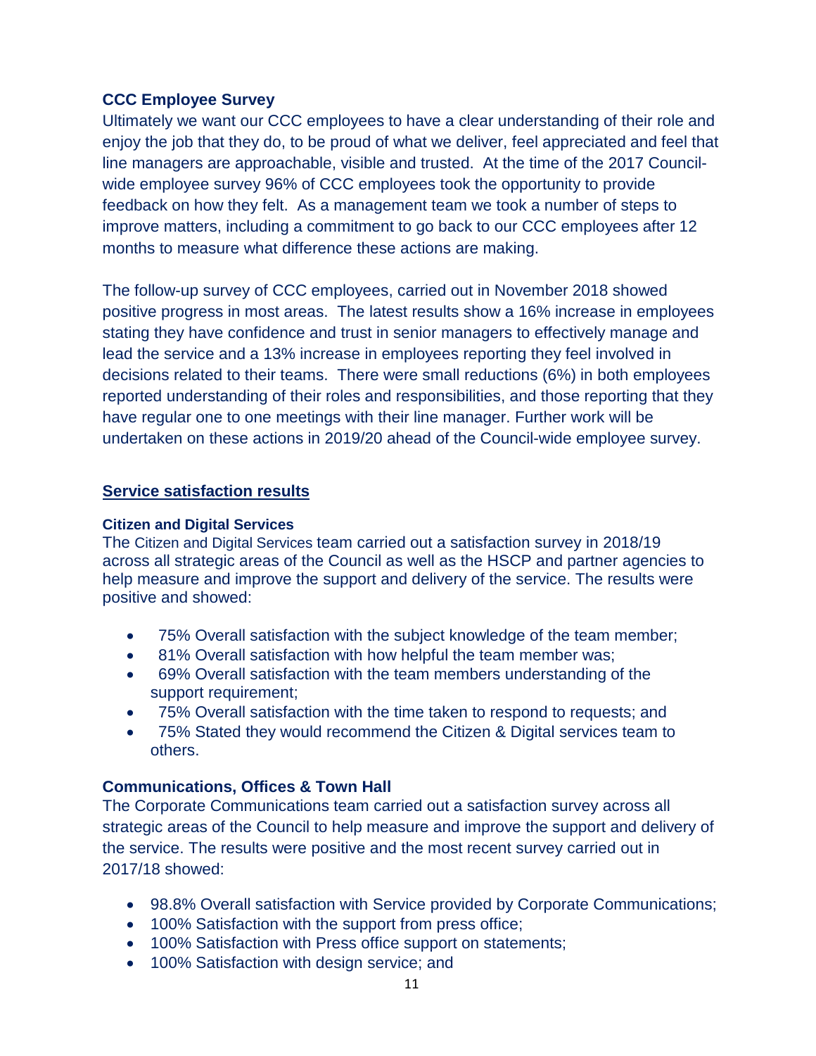### CCC Employee Survey

Ultimately we want our CCC employees to have a clear understanding of their role and enjoy the job that they do, to be proud of what we deliver, feel appreciated and feel that line managers are approachable, visible and trusted. At the time of the 2017 Council-wide employee survey 96% of CCC employees took the opportunity to provide feedback on how they felt. As a management team we took a number of steps to improve matters, including a commitment to go back to our CCC employees after 12 months to measure what difference these actions are making.

The follow-up survey of CCC employees, carried out in November 2018 showed positive progress in most areas. The latest results show a 16% increase in employees stating they have confidence and trust in senior managers to effectively manage and lead the service and a 13% increase in employees reporting they feel involved in decisions related to their teams. There were small reductions (6%) in both employees reported understanding of their roles and responsibilities, and those reporting that they have regular one to one meetings with their line manager. Further work will be undertaken on these actions in 2019/20 ahead of the Council-wide employee survey.

## Service satisfaction results

#### Citizen and Digital Services

The Citizen and Digital Services team carried out a satisfaction survey in 2018/19 across all strategic areas of the Council as well as the HSCP and partner agencies to help measure and improve the support and delivery of the service. The results were positive and showed:

- 75% Overall satisfaction with the subject knowledge of the team member;
- 81% Overall satisfaction with how helpful the team member was;
- 69% Overall satisfaction with the team members understanding of the support requirement;
- 75% Overall satisfaction with the time taken to respond to requests; and
- 75% Stated they would recommend the Citizen & Digital services team to others.

### Communications, Offices & Town Hall

The Corporate Communications team carried out a satisfaction survey across all strategic areas of the Council to help measure and improve the support and delivery of the service. The results were positive and the most recent survey carried out in 2017/18 showed:

- 98.8% Overall satisfaction with Service provided by Corporate Communications;
- 100% Satisfaction with the support from press office;
- 100% Satisfaction with Press office support on statements;
- 100% Satisfaction with design service; and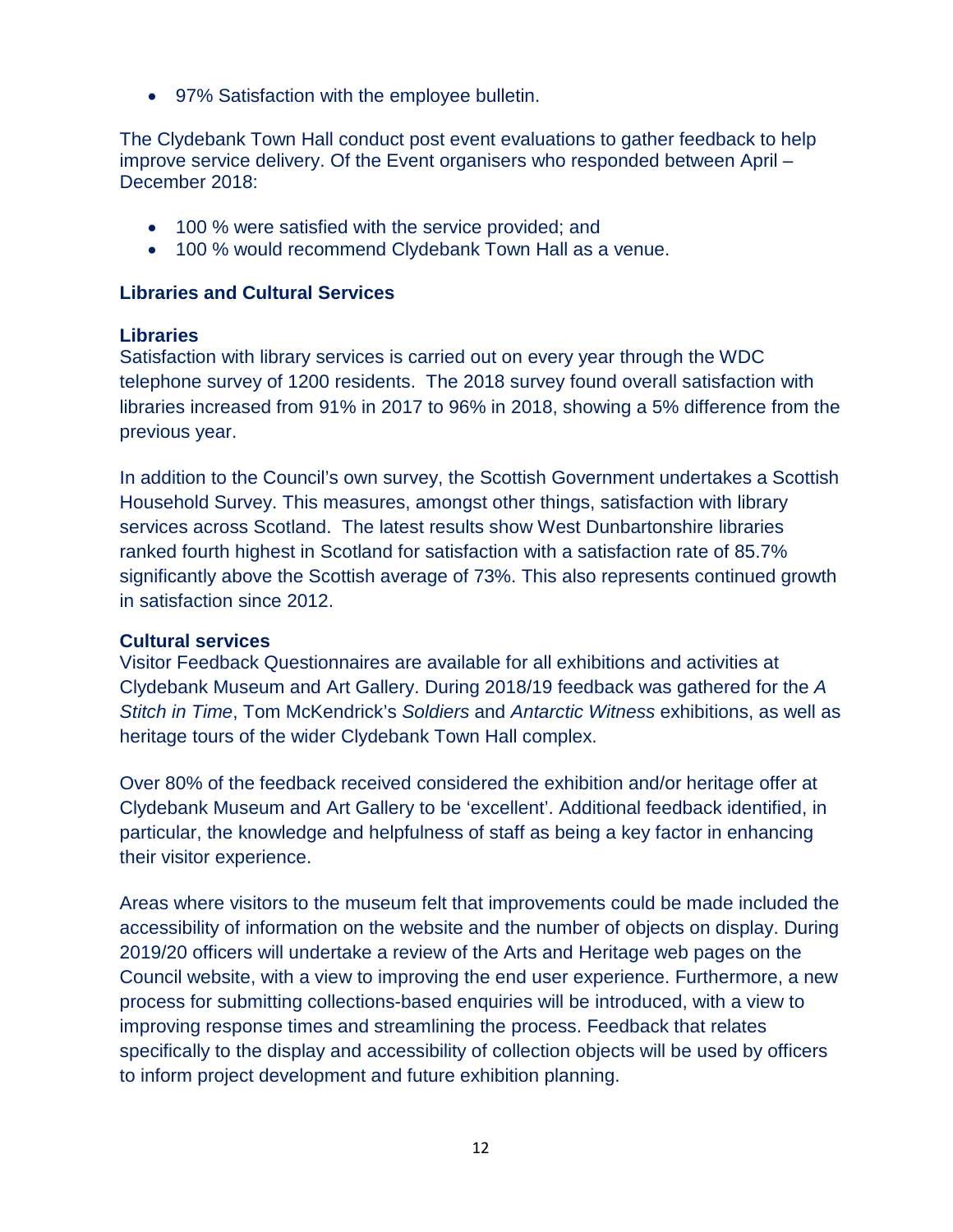- 97% Satisfaction with the employee bulletin.

The Clydebank Town Hall conduct post event evaluations to gather feedback to help improve service delivery. Of the Event organisers who responded between April – December 2018:

- 100 % were satisfied with the service provided; and
- 100 % would recommend Clydebank Town Hall as a venue.

**Libraries and Cultural Services**

**Libraries**

Satisfaction with library services is carried out on every year through the WDC telephone survey of 1200 residents. The 2018 survey found overall satisfaction with libraries increased from 91% in 2017 to 96% in 2018, showing a 5% difference from the previous year.

In addition to the Council's own survey, the Scottish Government undertakes a Scottish Household Survey. This measures, amongst other things, satisfaction with library services across Scotland. The latest results show West Dunbartonshire libraries ranked fourth highest in Scotland for satisfaction with a satisfaction rate of 85.7% significantly above the Scottish average of 73%. This also represents continued growth in satisfaction since 2012.

**Cultural services**

Visitor Feedback Questionnaires are available for all exhibitions and activities at Clydebank Museum and Art Gallery. During 2018/19 feedback was gathered for the *A Stitch in Time*, Tom McKendrick's *Soldiers* and *Antarctic Witness* exhibitions, as well as heritage tours of the wider Clydebank Town Hall complex.

Over 80% of the feedback received considered the exhibition and/or heritage offer at Clydebank Museum and Art Gallery to be 'excellent'. Additional feedback identified, in particular, the knowledge and helpfulness of staff as being a key factor in enhancing their visitor experience.

Areas where visitors to the museum felt that improvements could be made included the accessibility of information on the website and the number of objects on display. During 2019/20 officers will undertake a review of the Arts and Heritage web pages on the Council website, with a view to improving the end user experience. Furthermore, a new process for submitting collections-based enquiries will be introduced, with a view to improving response times and streamlining the process. Feedback that relates specifically to the display and accessibility of collection objects will be used by officers to inform project development and future exhibition planning.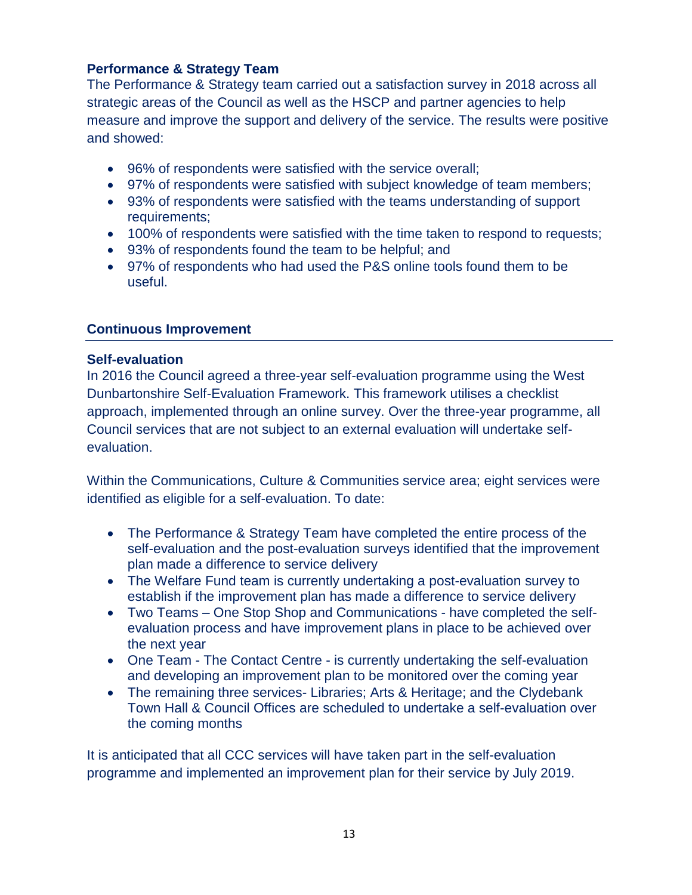### Performance & Strategy Team

The Performance & Strategy team carried out a satisfaction survey in 2018 across all strategic areas of the Council as well as the HSCP and partner agencies to help measure and improve the support and delivery of the service. The results were positive and showed:

- 96% of respondents were satisfied with the service overall;
- 97% of respondents were satisfied with subject knowledge of team members;
- 93% of respondents were satisfied with the teams understanding of support requirements;
- 100% of respondents were satisfied with the time taken to respond to requests;
- 93% of respondents found the team to be helpful; and
- 97% of respondents who had used the P&S online tools found them to be useful.

## Continuous Improvement

### Self-evaluation

In 2016 the Council agreed a three-year self-evaluation programme using the West Dunbartonshire Self-Evaluation Framework. This framework utilises a checklist approach, implemented through an online survey. Over the three-year programme, all Council services that are not subject to an external evaluation will undertake self-evaluation.

Within the Communications, Culture & Communities service area; eight services were identified as eligible for a self-evaluation. To date:

- The Performance & Strategy Team have completed the entire process of the self-evaluation and the post-evaluation surveys identified that the improvement plan made a difference to service delivery
- The Welfare Fund team is currently undertaking a post-evaluation survey to establish if the improvement plan has made a difference to service delivery
- Two Teams – One Stop Shop and Communications - have completed the self-evaluation process and have improvement plans in place to be achieved over the next year
- One Team - The Contact Centre - is currently undertaking the self-evaluation and developing an improvement plan to be monitored over the coming year
- The remaining three services- Libraries; Arts & Heritage; and the Clydebank Town Hall & Council Offices are scheduled to undertake a self-evaluation over the coming months

It is anticipated that all CCC services will have taken part in the self-evaluation programme and implemented an improvement plan for their service by July 2019.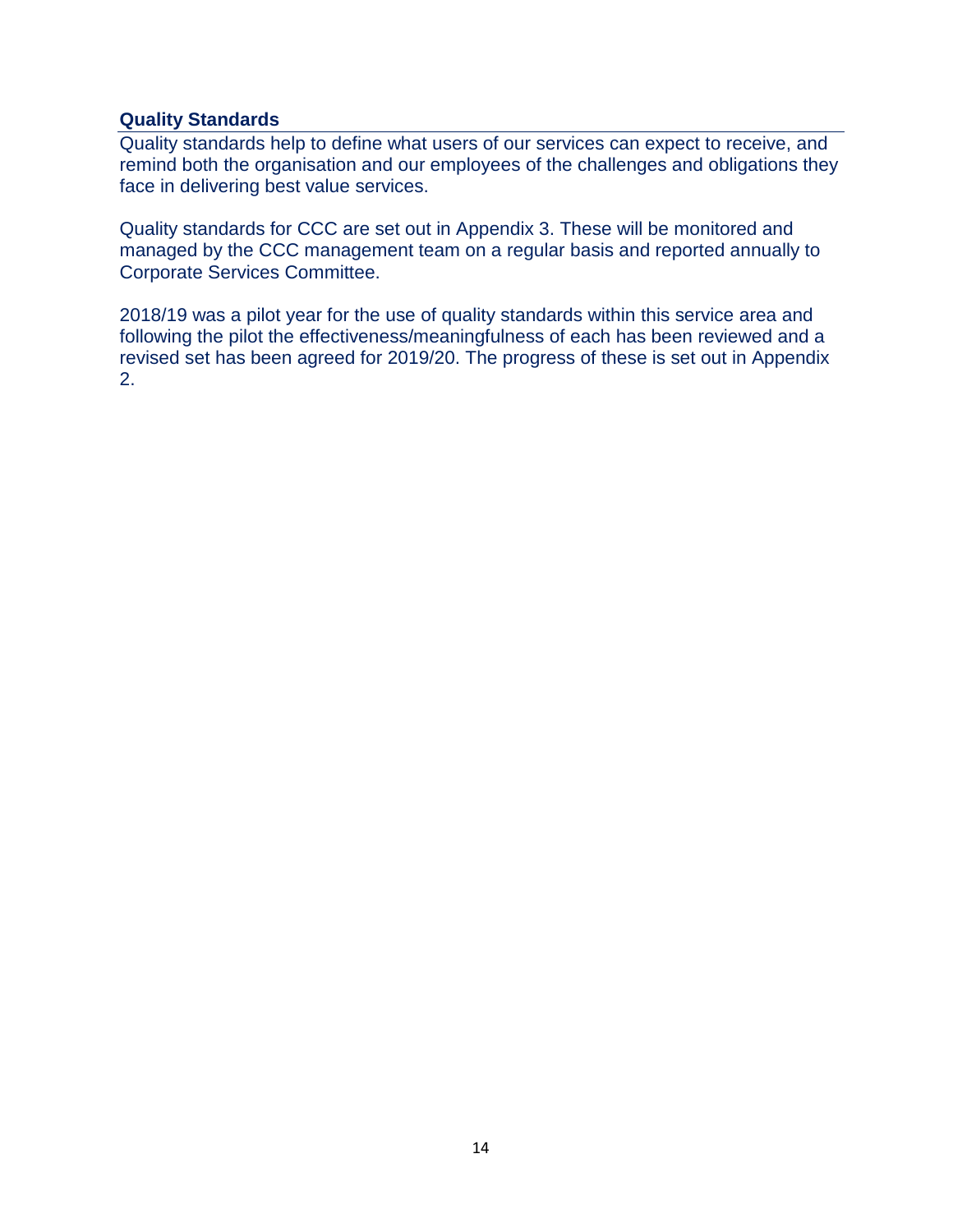## Quality Standards

Quality standards help to define what users of our services can expect to receive, and remind both the organisation and our employees of the challenges and obligations they face in delivering best value services.

Quality standards for CCC are set out in Appendix 3. These will be monitored and managed by the CCC management team on a regular basis and reported annually to Corporate Services Committee.

2018/19 was a pilot year for the use of quality standards within this service area and following the pilot the effectiveness/meaningfulness of each has been reviewed and a revised set has been agreed for 2019/20. The progress of these is set out in Appendix 2.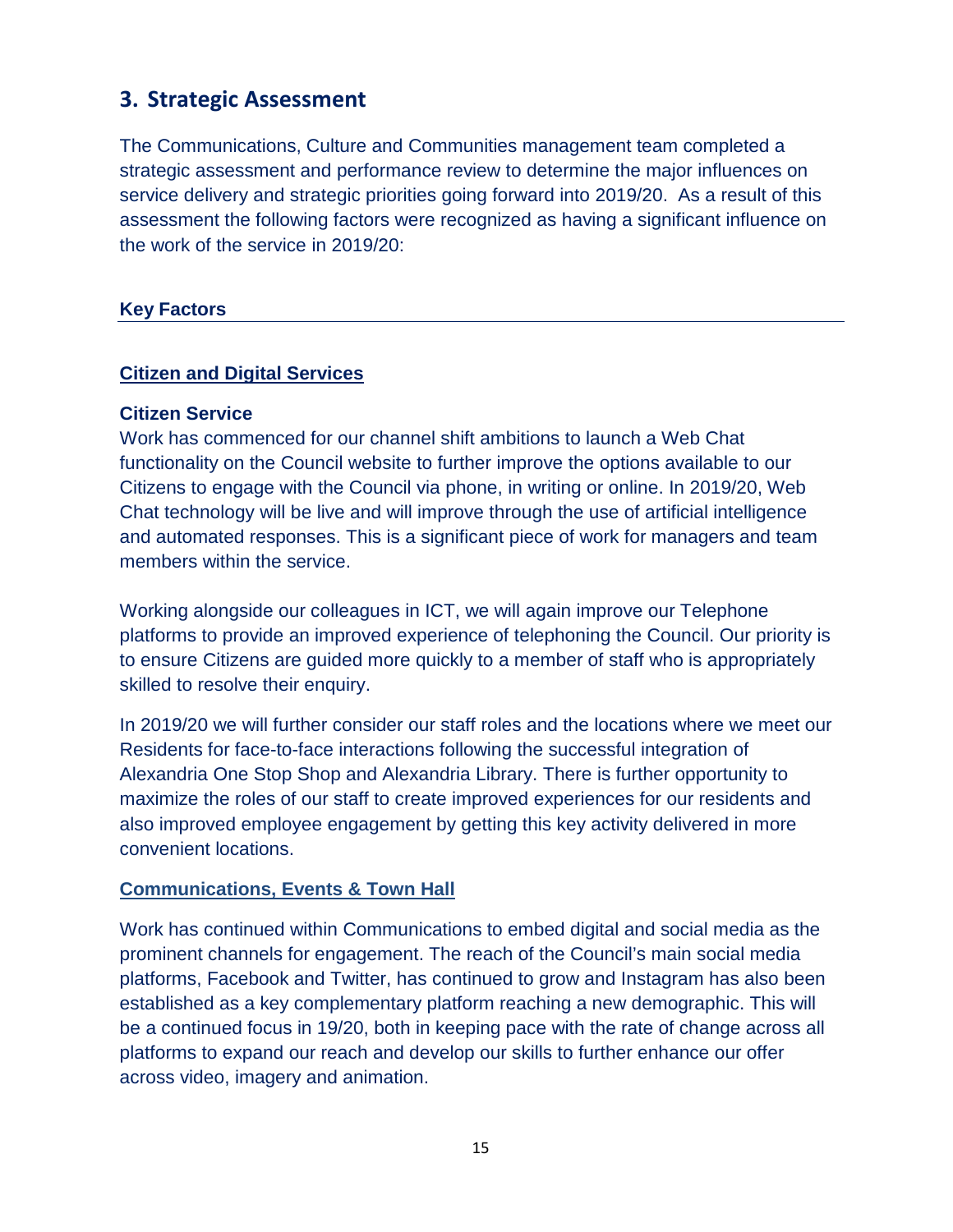## 3. Strategic Assessment

The Communications, Culture and Communities management team completed a strategic assessment and performance review to determine the major influences on service delivery and strategic priorities going forward into 2019/20. As a result of this assessment the following factors were recognized as having a significant influence on the work of the service in 2019/20:

### Key Factors

#### Citizen and Digital Services

**Citizen Service**

Work has commenced for our channel shift ambitions to launch a Web Chat functionality on the Council website to further improve the options available to our Citizens to engage with the Council via phone, in writing or online. In 2019/20, Web Chat technology will be live and will improve through the use of artificial intelligence and automated responses. This is a significant piece of work for managers and team members within the service.

Working alongside our colleagues in ICT, we will again improve our Telephone platforms to provide an improved experience of telephoning the Council. Our priority is to ensure Citizens are guided more quickly to a member of staff who is appropriately skilled to resolve their enquiry.

In 2019/20 we will further consider our staff roles and the locations where we meet our Residents for face-to-face interactions following the successful integration of Alexandria One Stop Shop and Alexandria Library. There is further opportunity to maximize the roles of our staff to create improved experiences for our residents and also improved employee engagement by getting this key activity delivered in more convenient locations.

#### Communications, Events & Town Hall

Work has continued within Communications to embed digital and social media as the prominent channels for engagement. The reach of the Council's main social media platforms, Facebook and Twitter, has continued to grow and Instagram has also been established as a key complementary platform reaching a new demographic. This will be a continued focus in 19/20, both in keeping pace with the rate of change across all platforms to expand our reach and develop our skills to further enhance our offer across video, imagery and animation.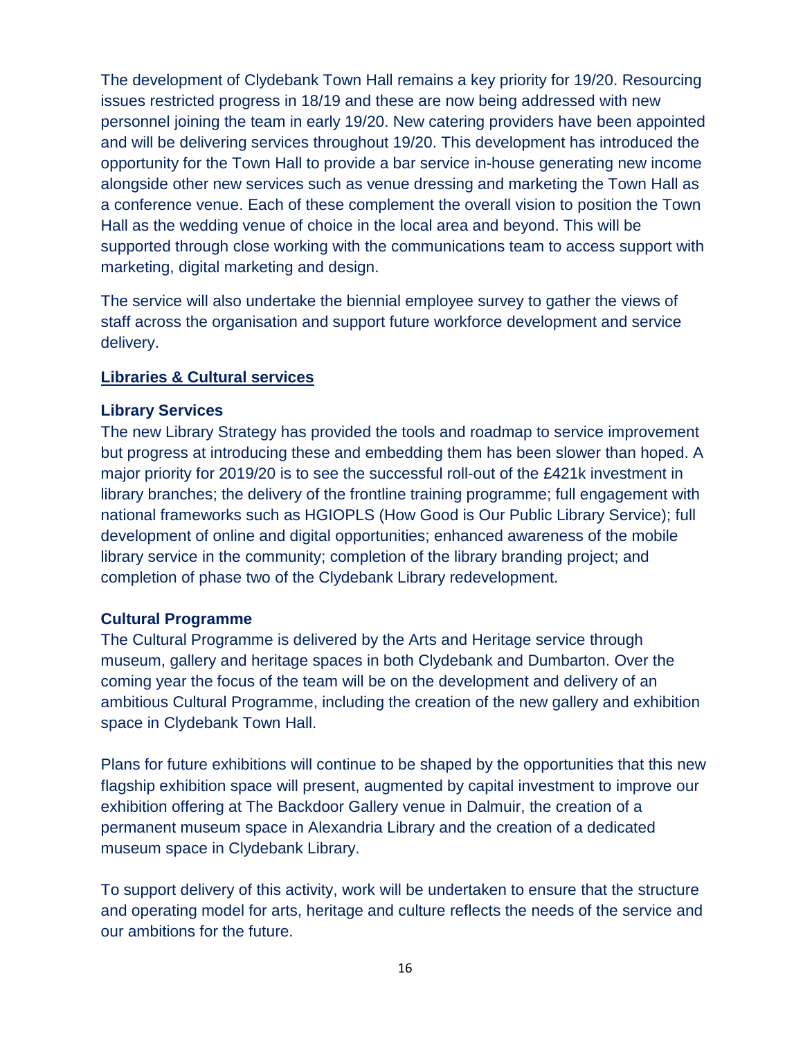The development of Clydebank Town Hall remains a key priority for 19/20. Resourcing issues restricted progress in 18/19 and these are now being addressed with new personnel joining the team in early 19/20. New catering providers have been appointed and will be delivering services throughout 19/20. This development has introduced the opportunity for the Town Hall to provide a bar service in-house generating new income alongside other new services such as venue dressing and marketing the Town Hall as a conference venue. Each of these complement the overall vision to position the Town Hall as the wedding venue of choice in the local area and beyond. This will be supported through close working with the communications team to access support with marketing, digital marketing and design.

The service will also undertake the biennial employee survey to gather the views of staff across the organisation and support future workforce development and service delivery.

## Libraries & Cultural services

### Library Services

The new Library Strategy has provided the tools and roadmap to service improvement but progress at introducing these and embedding them has been slower than hoped. A major priority for 2019/20 is to see the successful roll-out of the £421k investment in library branches; the delivery of the frontline training programme; full engagement with national frameworks such as HGIOPLS (How Good is Our Public Library Service); full development of online and digital opportunities; enhanced awareness of the mobile library service in the community; completion of the library branding project; and completion of phase two of the Clydebank Library redevelopment.

### Cultural Programme

The Cultural Programme is delivered by the Arts and Heritage service through museum, gallery and heritage spaces in both Clydebank and Dumbarton. Over the coming year the focus of the team will be on the development and delivery of an ambitious Cultural Programme, including the creation of the new gallery and exhibition space in Clydebank Town Hall.

Plans for future exhibitions will continue to be shaped by the opportunities that this new flagship exhibition space will present, augmented by capital investment to improve our exhibition offering at The Backdoor Gallery venue in Dalmuir, the creation of a permanent museum space in Alexandria Library and the creation of a dedicated museum space in Clydebank Library.

To support delivery of this activity, work will be undertaken to ensure that the structure and operating model for arts, heritage and culture reflects the needs of the service and our ambitions for the future.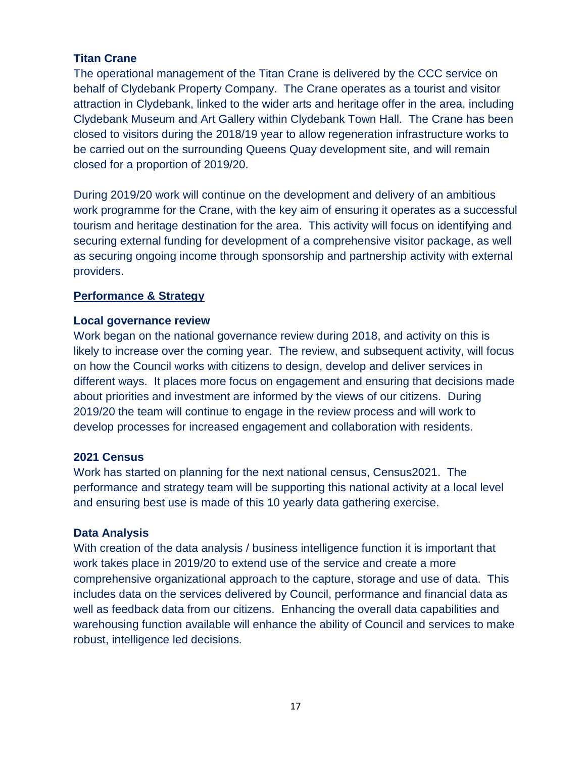**Titan Crane**

The operational management of the Titan Crane is delivered by the CCC service on behalf of Clydebank Property Company. The Crane operates as a tourist and visitor attraction in Clydebank, linked to the wider arts and heritage offer in the area, including Clydebank Museum and Art Gallery within Clydebank Town Hall. The Crane has been closed to visitors during the 2018/19 year to allow regeneration infrastructure works to be carried out on the surrounding Queens Quay development site, and will remain closed for a proportion of 2019/20.

During 2019/20 work will continue on the development and delivery of an ambitious work programme for the Crane, with the key aim of ensuring it operates as a successful tourism and heritage destination for the area. This activity will focus on identifying and securing external funding for development of a comprehensive visitor package, as well as securing ongoing income through sponsorship and partnership activity with external providers.

## Performance & Strategy

**Local governance review**

Work began on the national governance review during 2018, and activity on this is likely to increase over the coming year. The review, and subsequent activity, will focus on how the Council works with citizens to design, develop and deliver services in different ways. It places more focus on engagement and ensuring that decisions made about priorities and investment are informed by the views of our citizens. During 2019/20 the team will continue to engage in the review process and will work to develop processes for increased engagement and collaboration with residents.

**2021 Census**

Work has started on planning for the next national census, Census2021. The performance and strategy team will be supporting this national activity at a local level and ensuring best use is made of this 10 yearly data gathering exercise.

**Data Analysis**

With creation of the data analysis / business intelligence function it is important that work takes place in 2019/20 to extend use of the service and create a more comprehensive organizational approach to the capture, storage and use of data. This includes data on the services delivered by Council, performance and financial data as well as feedback data from our citizens. Enhancing the overall data capabilities and warehousing function available will enhance the ability of Council and services to make robust, intelligence led decisions.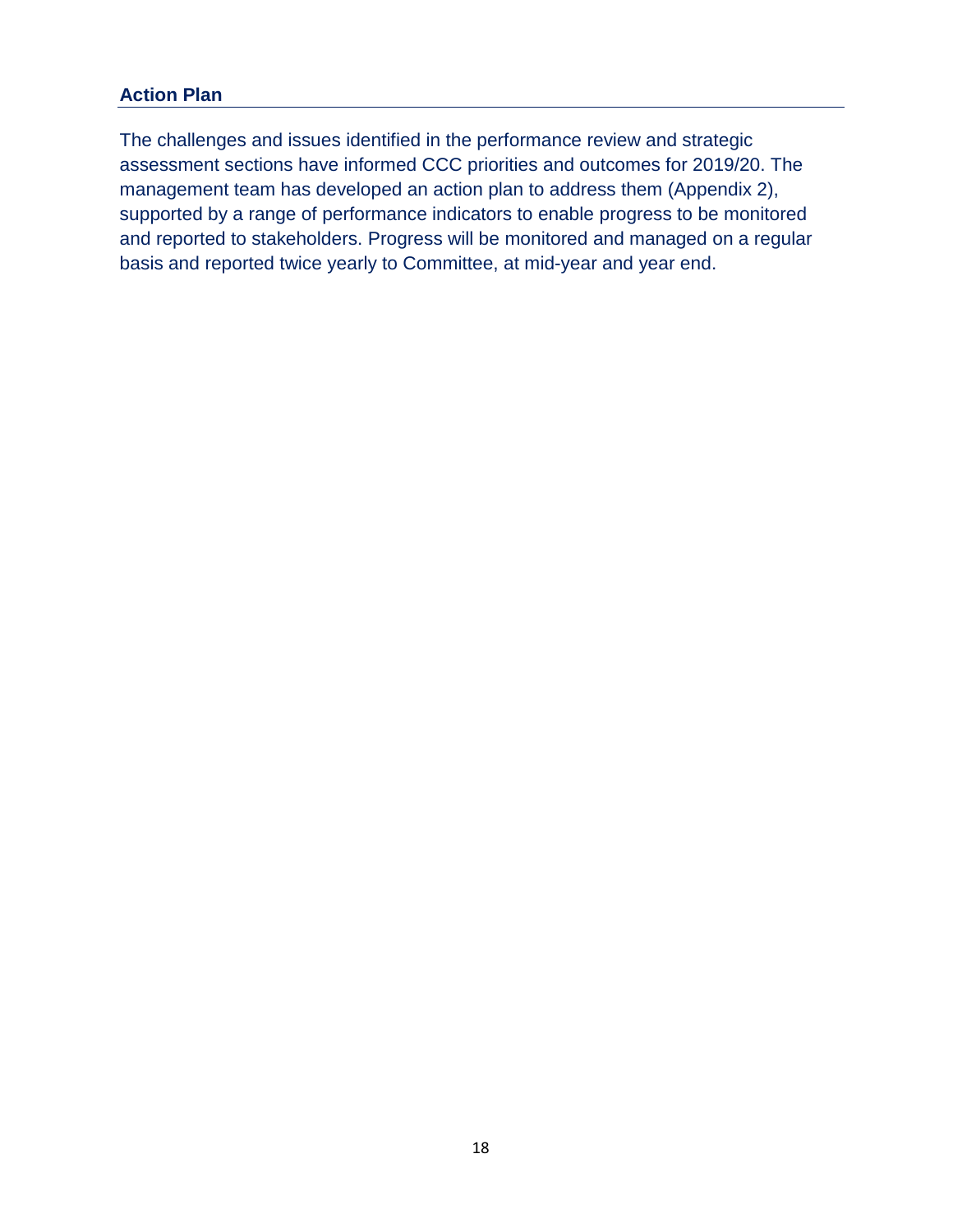## Action Plan

The challenges and issues identified in the performance review and strategic assessment sections have informed CCC priorities and outcomes for 2019/20. The management team has developed an action plan to address them (Appendix 2), supported by a range of performance indicators to enable progress to be monitored and reported to stakeholders. Progress will be monitored and managed on a regular basis and reported twice yearly to Committee, at mid-year and year end.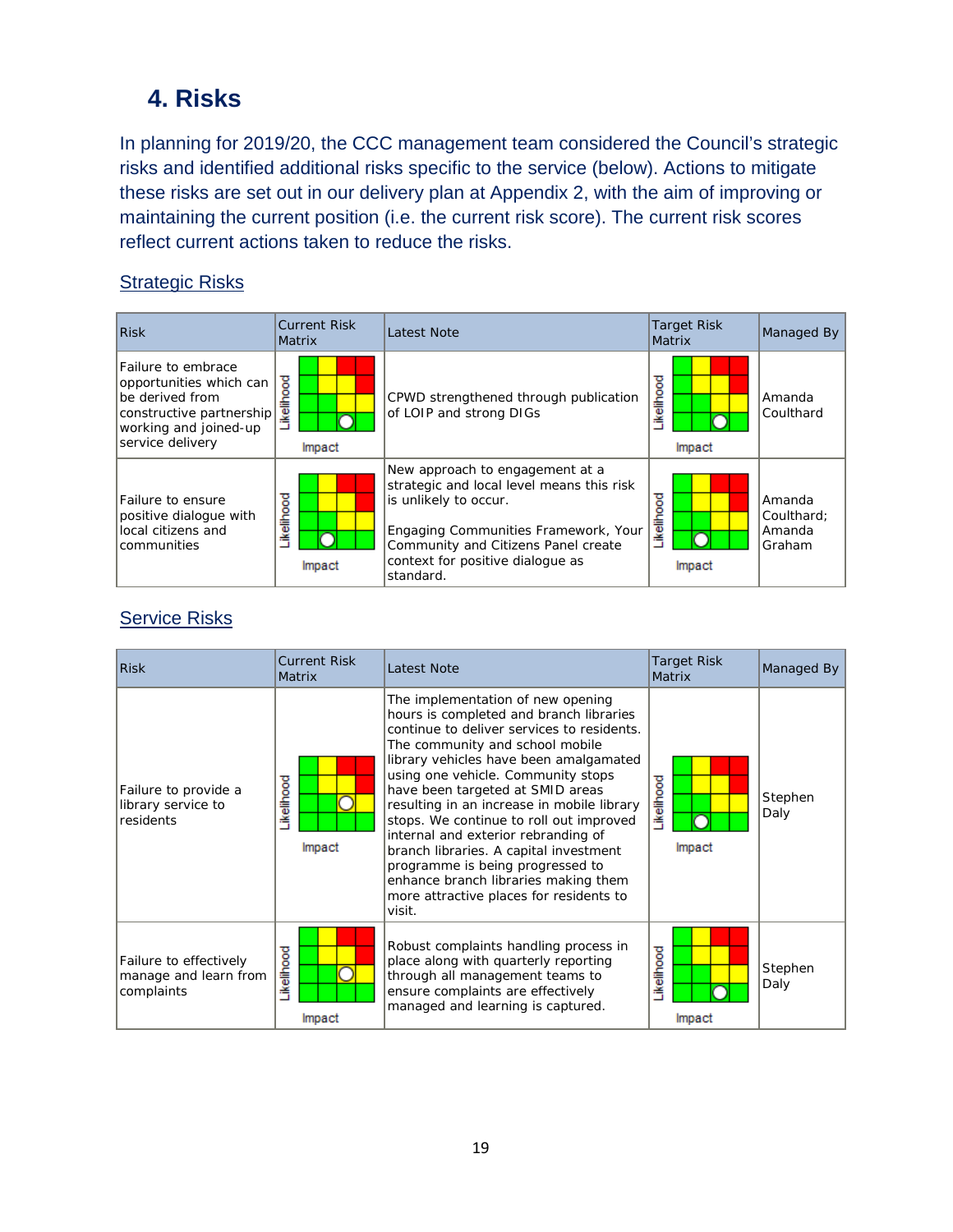## 4. Risks

In planning for 2019/20, the CCC management team considered the Council's strategic risks and identified additional risks specific to the service (below). Actions to mitigate these risks are set out in our delivery plan at Appendix 2, with the aim of improving or maintaining the current position (i.e. the current risk score). The current risk scores reflect current actions taken to reduce the risks.

### Strategic Risks

| Risk | Current Risk Matrix | Latest Note | Target Risk Matrix | Managed By |
|---|---|---|---|---|
| Failure to embrace opportunities which can be derived from constructive partnership working and joined-up service delivery | Likelihood / Impact | CPWD strengthened through publication of LOIP and strong DIGs | Likelihood / Impact | Amanda Coulthard |
| Failure to ensure positive dialogue with local citizens and communities | Likelihood / Impact | New approach to engagement at a strategic and local level means this risk is unlikely to occur.<br><br>Engaging Communities Framework, Your Community and Citizens Panel create context for positive dialogue as standard. | Likelihood / Impact | Amanda Coulthard; Amanda Graham |

### Service Risks

| Risk | Current Risk Matrix | Latest Note | Target Risk Matrix | Managed By |
|---|---|---|---|---|
| Failure to provide a library service to residents | Likelihood / Impact | The implementation of new opening hours is completed and branch libraries continue to deliver services to residents. The community and school mobile library vehicles have been amalgamated using one vehicle. Community stops have been targeted at SMID areas resulting in an increase in mobile library stops. We continue to roll out improved internal and exterior rebranding of branch libraries. A capital investment programme is being progressed to enhance branch libraries making them more attractive places for residents to visit. | Likelihood / Impact | Stephen Daly |
| Failure to effectively manage and learn from complaints | Likelihood / Impact | Robust complaints handling process in place along with quarterly reporting through all management teams to ensure complaints are effectively managed and learning is captured. | Likelihood / Impact | Stephen Daly |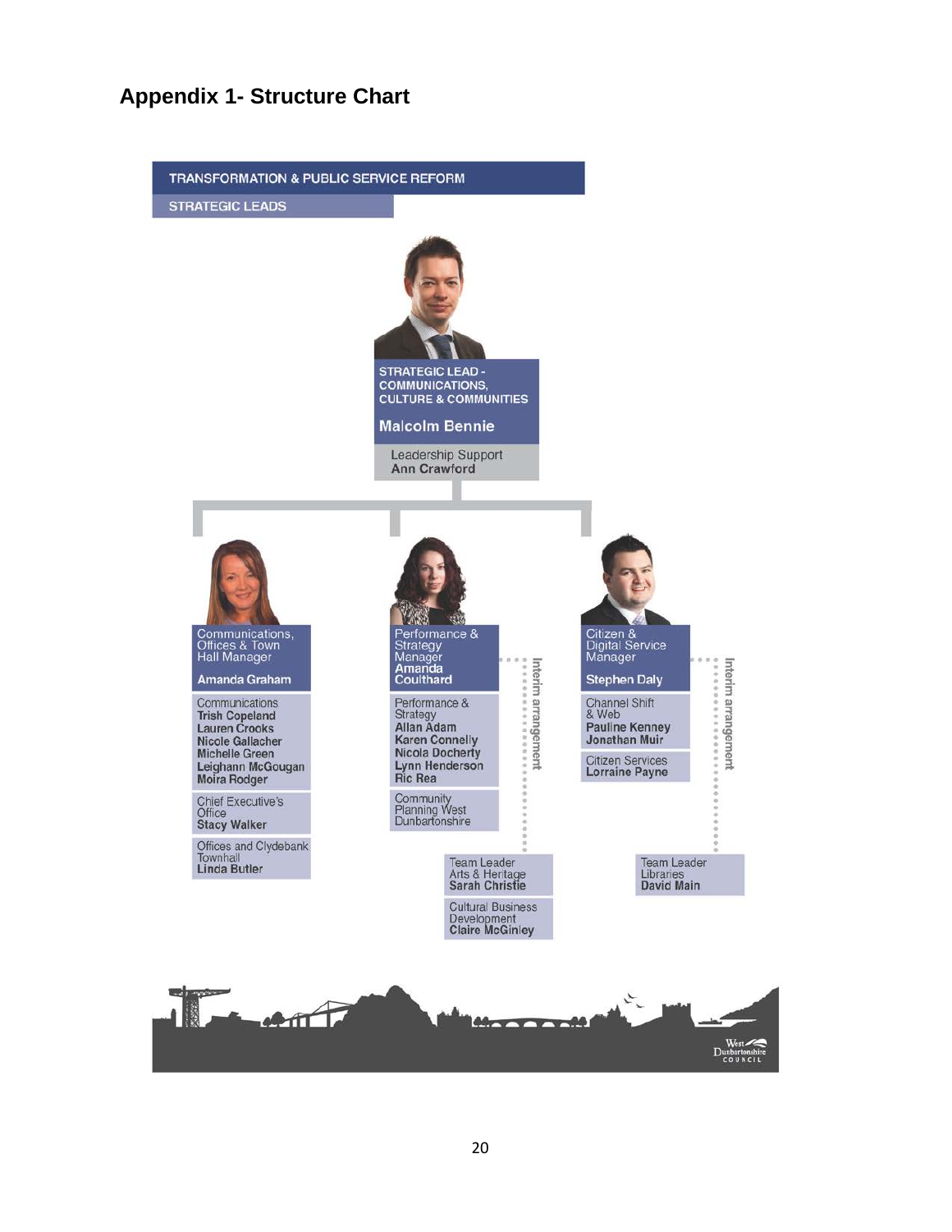## Appendix 1- Structure Chart

**TRANSFORMATION & PUBLIC SERVICE REFORM**

**STRATEGIC LEADS**

**STRATEGIC LEAD - COMMUNICATIONS, CULTURE & COMMUNITIES**
**Malcolm Bennie**

Leadership Support
**Ann Crawford**

---

**Communications, Offices & Town Hall Manager**
**Amanda Graham**

- Communications
  - **Trish Copeland**
  - **Lauren Crooks**
  - **Nicole Gallacher**
  - **Michelle Green**
  - **Leighann McGougan**
  - **Moira Rodger**
- Chief Executive's Office
  - **Stacy Walker**
- Offices and Clydebank Townhall
  - **Linda Butler**

**Performance & Strategy Manager**
**Amanda Coulthard**

- Performance & Strategy
  - **Allan Adam**
  - **Karen Connelly**
  - **Nicola Docherty**
  - **Lynn Henderson**
  - **Ric Rea**
- Community Planning West Dunbartonshire
- Interim arrangement:
  - Team Leader Arts & Heritage
    - **Sarah Christie**
  - Cultural Business Development
    - **Claire McGinley**

**Citizen & Digital Service Manager**
**Stephen Daly**

- Channel Shift & Web
  - **Pauline Kenney**
  - **Jonathan Muir**
- Citizen Services
  - **Lorraine Payne**
- Interim arrangement:
  - Team Leader Libraries
    - **David Main**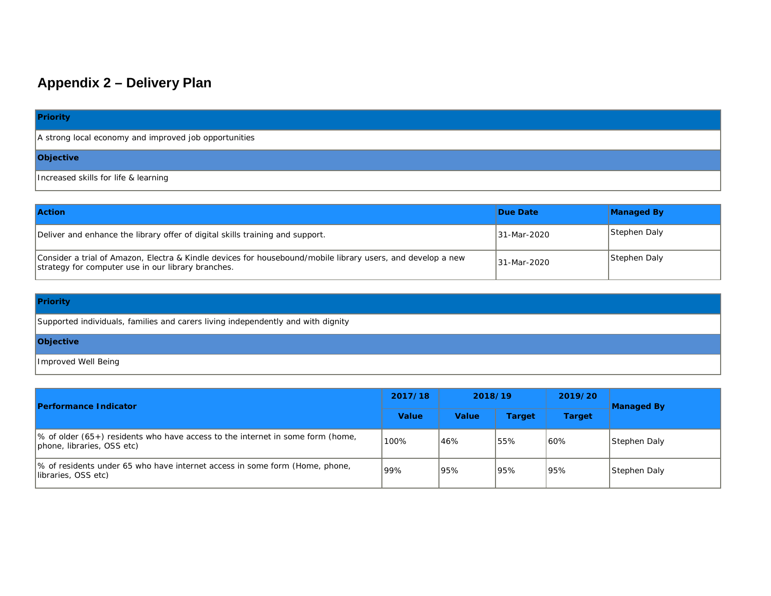## Appendix 2 – Delivery Plan

| Priority |
|---|
| A strong local economy and improved job opportunities |
| **Objective** |
| Increased skills for life & learning |

| Action | Due Date | Managed By |
|---|---|---|
| Deliver and enhance the library offer of digital skills training and support. | 31-Mar-2020 | Stephen Daly |
| Consider a trial of Amazon, Electra & Kindle devices for housebound/mobile library users, and develop a new strategy for computer use in our library branches. | 31-Mar-2020 | Stephen Daly |

| Priority |
|---|
| Supported individuals, families and carers living independently and with dignity |
| **Objective** |
| Improved Well Being |

| Performance Indicator | 2017/18 | 2018/19 | | 2019/20 | Managed By |
|---|---|---|---|---|---|
| | Value | Value | Target | Target | |
| % of older (65+) residents who have access to the internet in some form (home, phone, libraries, OSS etc) | 100% | 46% | 55% | 60% | Stephen Daly |
| % of residents under 65 who have internet access in some form (Home, phone, libraries, OSS etc) | 99% | 95% | 95% | 95% | Stephen Daly |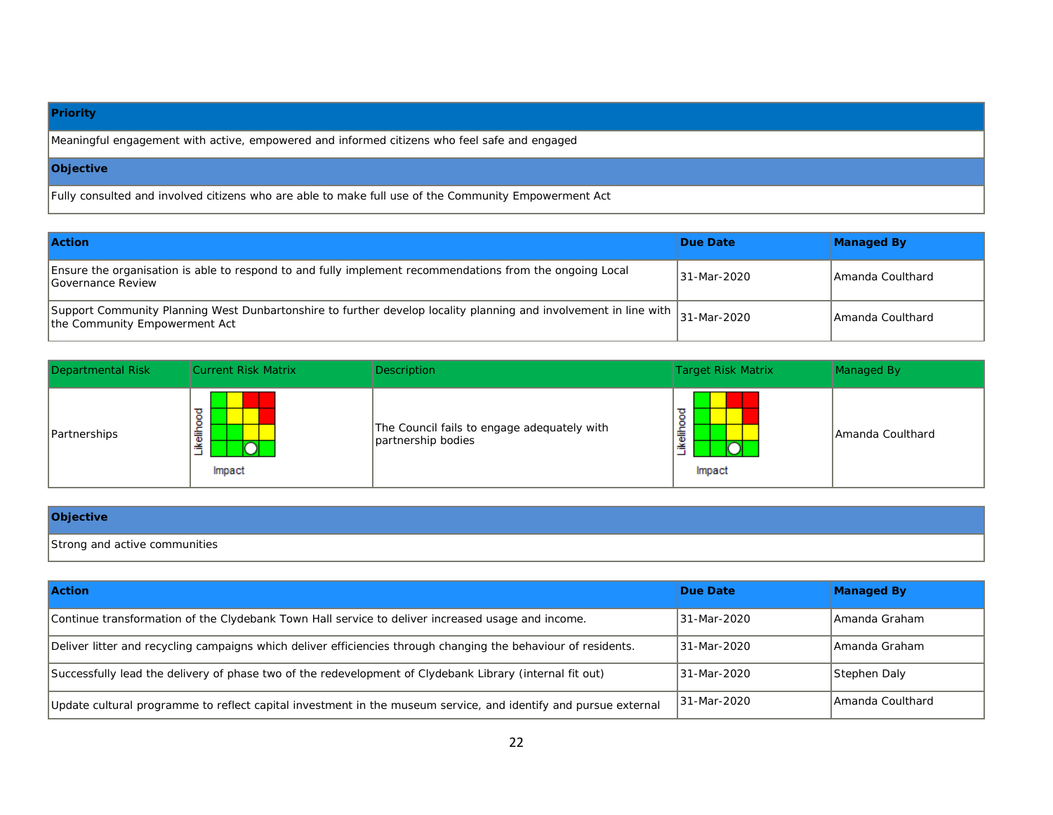| Priority |
| --- |
| Meaningful engagement with active, empowered and informed citizens who feel safe and engaged |
| **Objective** |
| Fully consulted and involved citizens who are able to make full use of the Community Empowerment Act |

| Action | Due Date | Managed By |
| --- | --- | --- |
| Ensure the organisation is able to respond to and fully implement recommendations from the ongoing Local Governance Review | 31-Mar-2020 | Amanda Coulthard |
| Support Community Planning West Dunbartonshire to further develop locality planning and involvement in line with the Community Empowerment Act | 31-Mar-2020 | Amanda Coulthard |

| Departmental Risk | Current Risk Matrix | Description | Target Risk Matrix | Managed By |
| --- | --- | --- | --- | --- |
| Partnerships | Likelihood / Impact | The Council fails to engage adequately with partnership bodies | Likelihood / Impact | Amanda Coulthard |

| Objective |
| --- |
| Strong and active communities |

| Action | Due Date | Managed By |
| --- | --- | --- |
| Continue transformation of the Clydebank Town Hall service to deliver increased usage and income. | 31-Mar-2020 | Amanda Graham |
| Deliver litter and recycling campaigns which deliver efficiencies through changing the behaviour of residents. | 31-Mar-2020 | Amanda Graham |
| Successfully lead the delivery of phase two of the redevelopment of Clydebank Library (internal fit out) | 31-Mar-2020 | Stephen Daly |
| Update cultural programme to reflect capital investment in the museum service, and identify and pursue external | 31-Mar-2020 | Amanda Coulthard |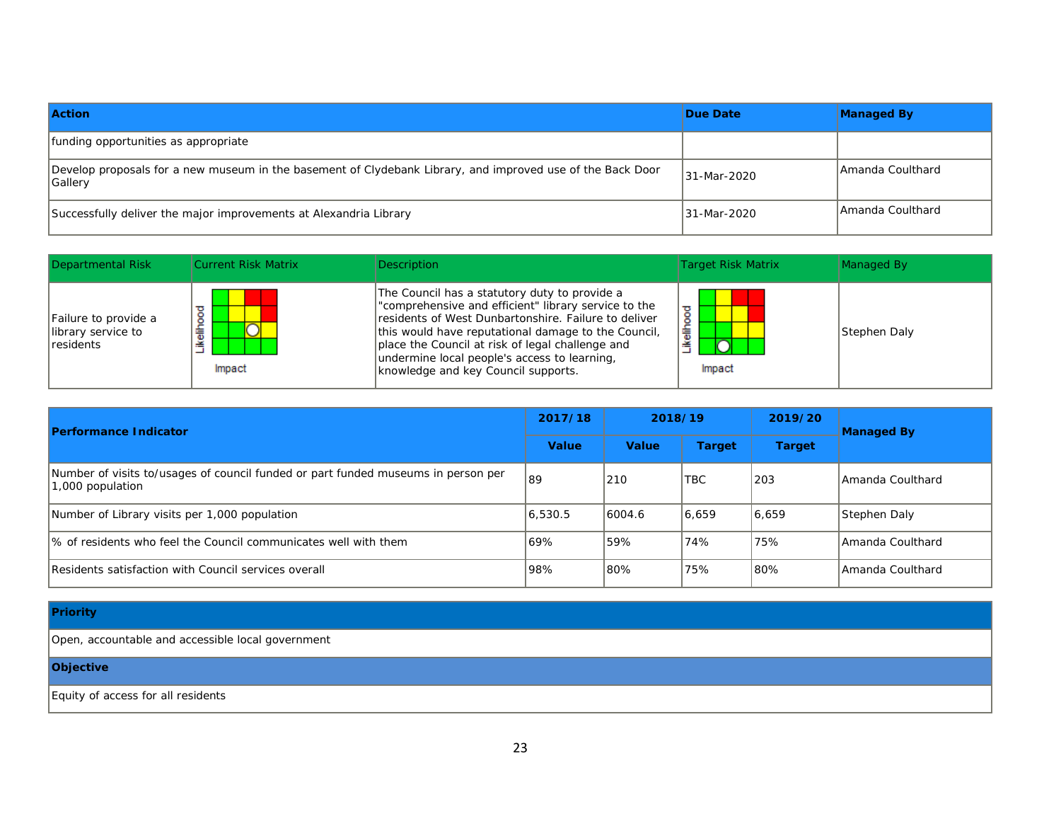| Action | Due Date | Managed By |
|---|---|---|
| funding opportunities as appropriate | | |
| Develop proposals for a new museum in the basement of Clydebank Library, and improved use of the Back Door Gallery | 31-Mar-2020 | Amanda Coulthard |
| Successfully deliver the major improvements at Alexandria Library | 31-Mar-2020 | Amanda Coulthard |

| Departmental Risk | Current Risk Matrix | Description | Target Risk Matrix | Managed By |
|---|---|---|---|---|
| Failure to provide a library service to residents | Likelihood / Impact | The Council has a statutory duty to provide a "comprehensive and efficient" library service to the residents of West Dunbartonshire. Failure to deliver this would have reputational damage to the Council, place the Council at risk of legal challenge and undermine local people's access to learning, knowledge and key Council supports. | Likelihood / Impact | Stephen Daly |

| Performance Indicator | 2017/18 | 2018/19 | | 2019/20 | Managed By |
|---|---|---|---|---|---|
| | Value | Value | Target | Target | |
| Number of visits to/usages of council funded or part funded museums in person per 1,000 population | 89 | 210 | TBC | 203 | Amanda Coulthard |
| Number of Library visits per 1,000 population | 6,530.5 | 6004.6 | 6,659 | 6,659 | Stephen Daly |
| % of residents who feel the Council communicates well with them | 69% | 59% | 74% | 75% | Amanda Coulthard |
| Residents satisfaction with Council services overall | 98% | 80% | 75% | 80% | Amanda Coulthard |

| Priority |
|---|
| Open, accountable and accessible local government |
| **Objective** |
| Equity of access for all residents |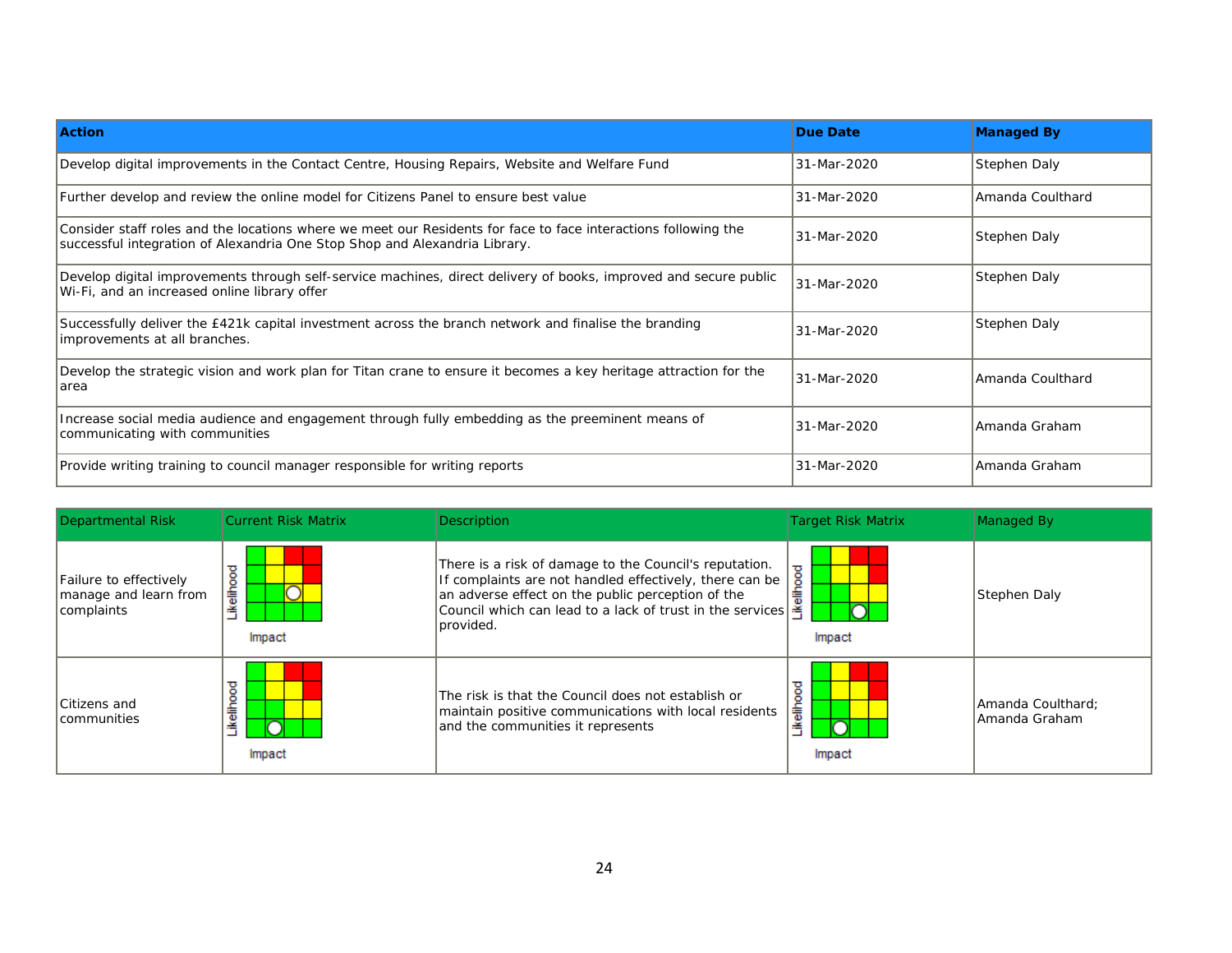| Action | Due Date | Managed By |
|---|---|---|
| Develop digital improvements in the Contact Centre, Housing Repairs, Website and Welfare Fund | 31-Mar-2020 | Stephen Daly |
| Further develop and review the online model for Citizens Panel to ensure best value | 31-Mar-2020 | Amanda Coulthard |
| Consider staff roles and the locations where we meet our Residents for face to face interactions following the successful integration of Alexandria One Stop Shop and Alexandria Library. | 31-Mar-2020 | Stephen Daly |
| Develop digital improvements through self-service machines, direct delivery of books, improved and secure public Wi-Fi, and an increased online library offer | 31-Mar-2020 | Stephen Daly |
| Successfully deliver the £421k capital investment across the branch network and finalise the branding improvements at all branches. | 31-Mar-2020 | Stephen Daly |
| Develop the strategic vision and work plan for Titan crane to ensure it becomes a key heritage attraction for the area | 31-Mar-2020 | Amanda Coulthard |
| Increase social media audience and engagement through fully embedding as the preeminent means of communicating with communities | 31-Mar-2020 | Amanda Graham |
| Provide writing training to council manager responsible for writing reports | 31-Mar-2020 | Amanda Graham |

| Departmental Risk | Current Risk Matrix | Description | Target Risk Matrix | Managed By |
|---|---|---|---|---|
| Failure to effectively manage and learn from complaints | Likelihood / Impact | There is a risk of damage to the Council's reputation. If complaints are not handled effectively, there can be an adverse effect on the public perception of the Council which can lead to a lack of trust in the services provided. | Likelihood / Impact | Stephen Daly |
| Citizens and communities | Likelihood / Impact | The risk is that the Council does not establish or maintain positive communications with local residents and the communities it represents | Likelihood / Impact | Amanda Coulthard; Amanda Graham |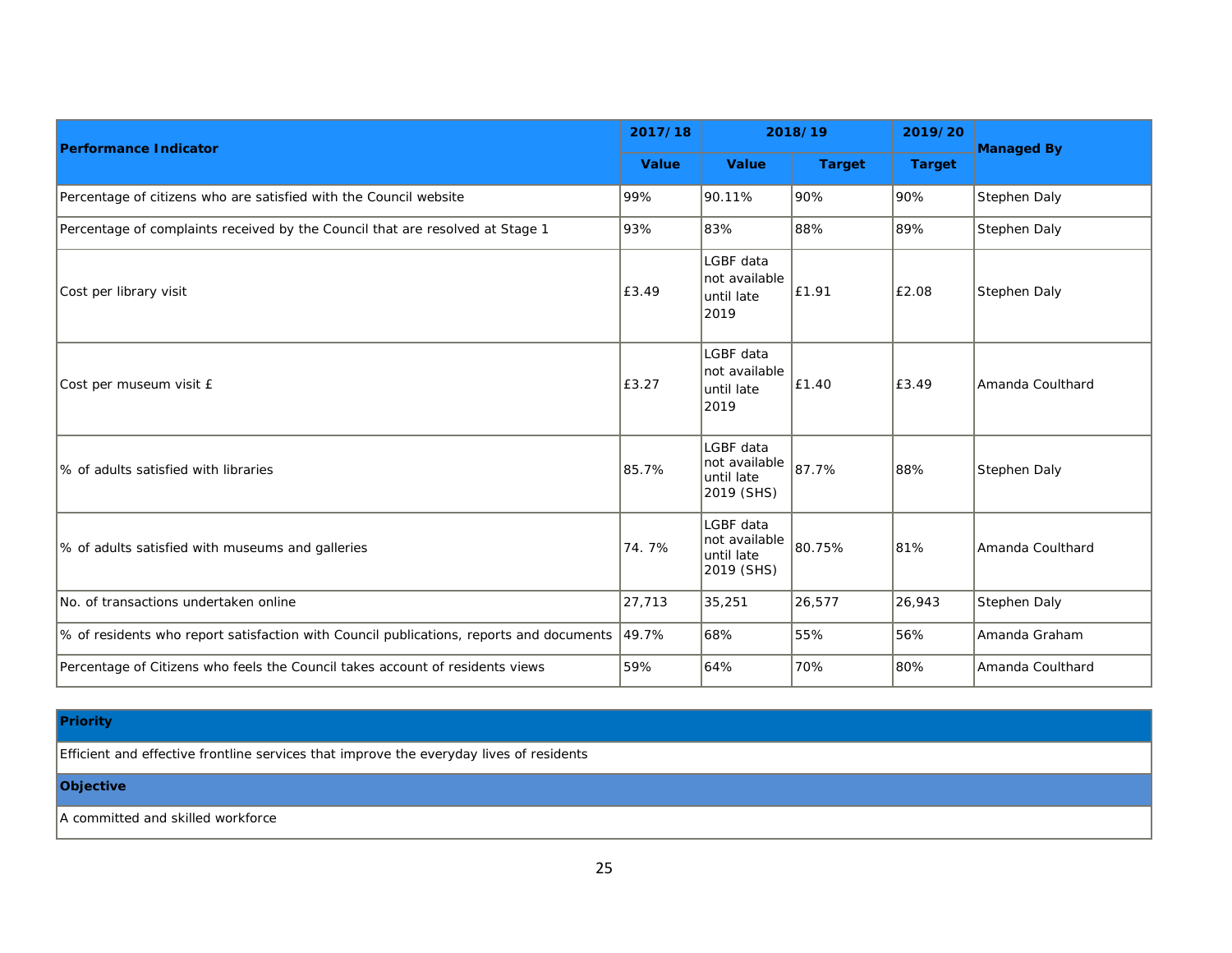| Performance Indicator | 2017/18 | 2018/19 | | 2019/20 | Managed By |
|---|---|---|---|---|---|
| | Value | Value | Target | Target | |
| Percentage of citizens who are satisfied with the Council website | 99% | 90.11% | 90% | 90% | Stephen Daly |
| Percentage of complaints received by the Council that are resolved at Stage 1 | 93% | 83% | 88% | 89% | Stephen Daly |
| Cost per library visit | £3.49 | LGBF data not available until late 2019 | £1.91 | £2.08 | Stephen Daly |
| Cost per museum visit £ | £3.27 | LGBF data not available until late 2019 | £1.40 | £3.49 | Amanda Coulthard |
| % of adults satisfied with libraries | 85.7% | LGBF data not available until late 2019 (SHS) | 87.7% | 88% | Stephen Daly |
| % of adults satisfied with museums and galleries | 74. 7% | LGBF data not available until late 2019 (SHS) | 80.75% | 81% | Amanda Coulthard |
| No. of transactions undertaken online | 27,713 | 35,251 | 26,577 | 26,943 | Stephen Daly |
| % of residents who report satisfaction with Council publications, reports and documents | 49.7% | 68% | 55% | 56% | Amanda Graham |
| Percentage of Citizens who feels the Council takes account of residents views | 59% | 64% | 70% | 80% | Amanda Coulthard |

| Priority |
|---|
| Efficient and effective frontline services that improve the everyday lives of residents |
| **Objective** |
| A committed and skilled workforce |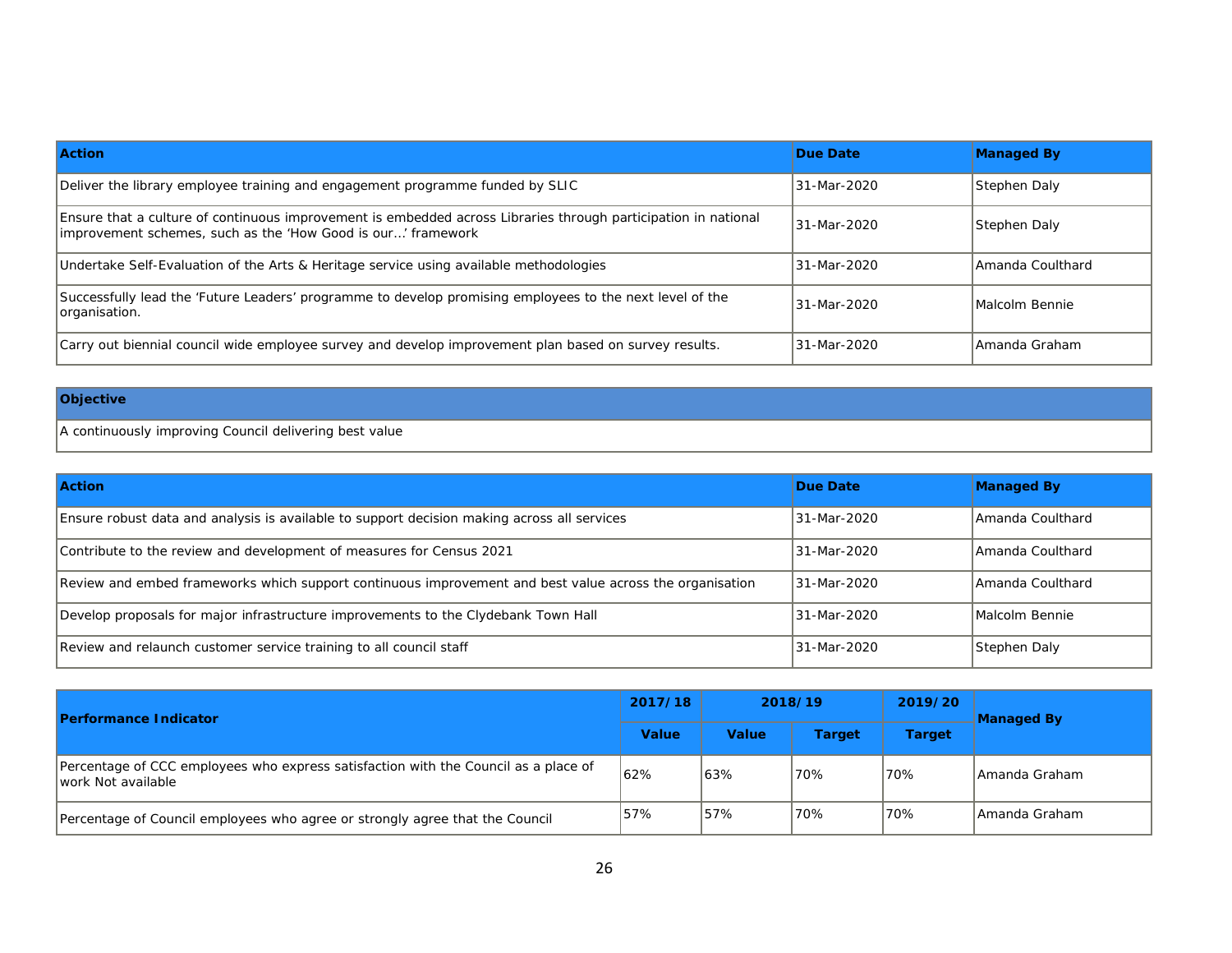| Action | Due Date | Managed By |
| --- | --- | --- |
| Deliver the library employee training and engagement programme funded by SLIC | 31-Mar-2020 | Stephen Daly |
| Ensure that a culture of continuous improvement is embedded across Libraries through participation in national improvement schemes, such as the 'How Good is our...' framework | 31-Mar-2020 | Stephen Daly |
| Undertake Self-Evaluation of the Arts & Heritage service using available methodologies | 31-Mar-2020 | Amanda Coulthard |
| Successfully lead the 'Future Leaders' programme to develop promising employees to the next level of the organisation. | 31-Mar-2020 | Malcolm Bennie |
| Carry out biennial council wide employee survey and develop improvement plan based on survey results. | 31-Mar-2020 | Amanda Graham |

| Objective |
| --- |
| A continuously improving Council delivering best value |

| Action | Due Date | Managed By |
| --- | --- | --- |
| Ensure robust data and analysis is available to support decision making across all services | 31-Mar-2020 | Amanda Coulthard |
| Contribute to the review and development of measures for Census 2021 | 31-Mar-2020 | Amanda Coulthard |
| Review and embed frameworks which support continuous improvement and best value across the organisation | 31-Mar-2020 | Amanda Coulthard |
| Develop proposals for major infrastructure improvements to the Clydebank Town Hall | 31-Mar-2020 | Malcolm Bennie |
| Review and relaunch customer service training to all council staff | 31-Mar-2020 | Stephen Daly |

| Performance Indicator | 2017/18 | 2018/19 | | 2019/20 | Managed By |
| --- | --- | --- | --- | --- | --- |
| | Value | Value | Target | Target | |
| Percentage of CCC employees who express satisfaction with the Council as a place of work Not available | 62% | 63% | 70% | 70% | Amanda Graham |
| Percentage of Council employees who agree or strongly agree that the Council | 57% | 57% | 70% | 70% | Amanda Graham |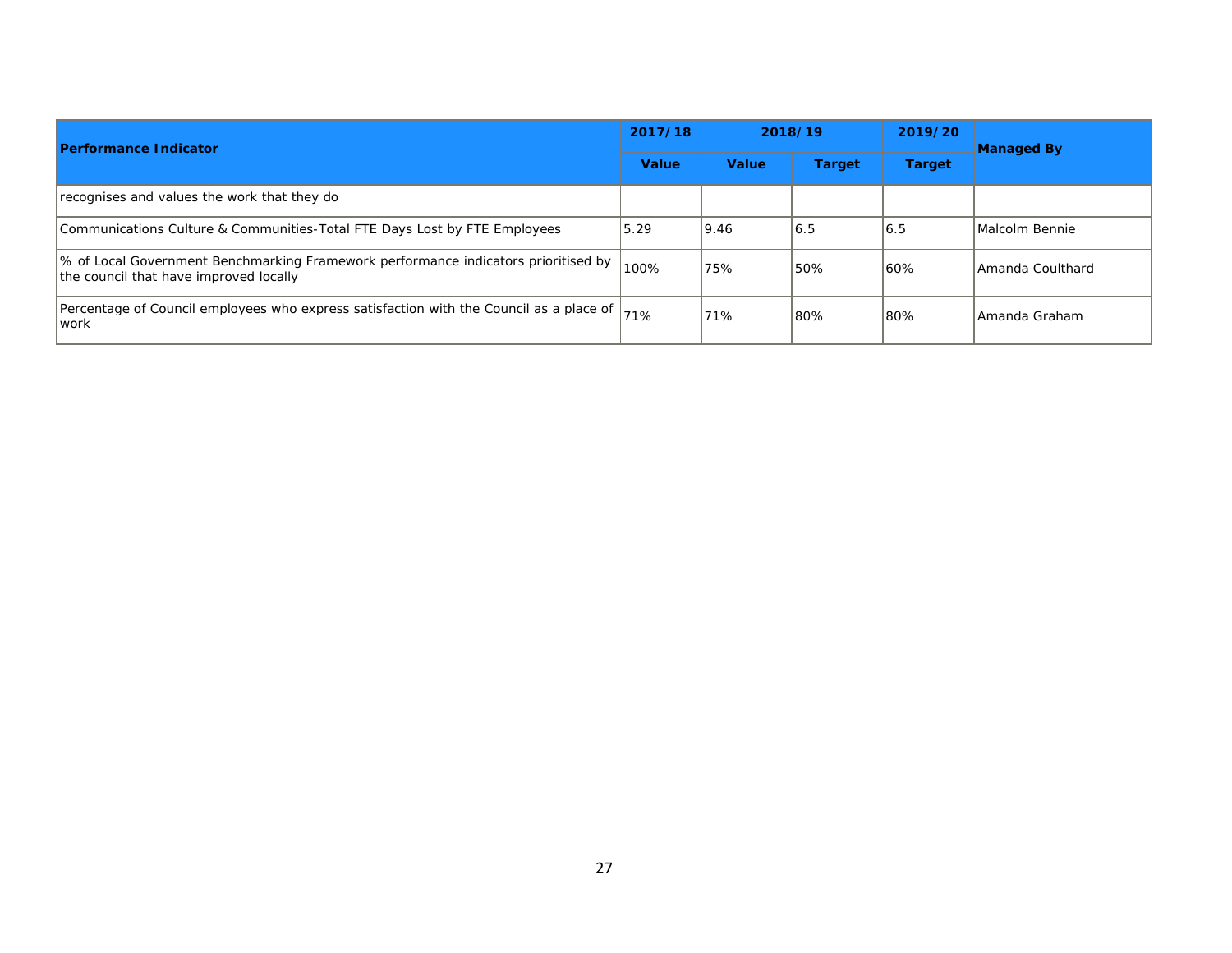| Performance Indicator | 2017/18 | 2018/19 | | 2019/20 | Managed By |
|---|---|---|---|---|---|
| | Value | Value | Target | Target | |
| recognises and values the work that they do | | | | | |
| Communications Culture & Communities-Total FTE Days Lost by FTE Employees | 5.29 | 9.46 | 6.5 | 6.5 | Malcolm Bennie |
| % of Local Government Benchmarking Framework performance indicators prioritised by the council that have improved locally | 100% | 75% | 50% | 60% | Amanda Coulthard |
| Percentage of Council employees who express satisfaction with the Council as a place of work | 71% | 71% | 80% | 80% | Amanda Graham |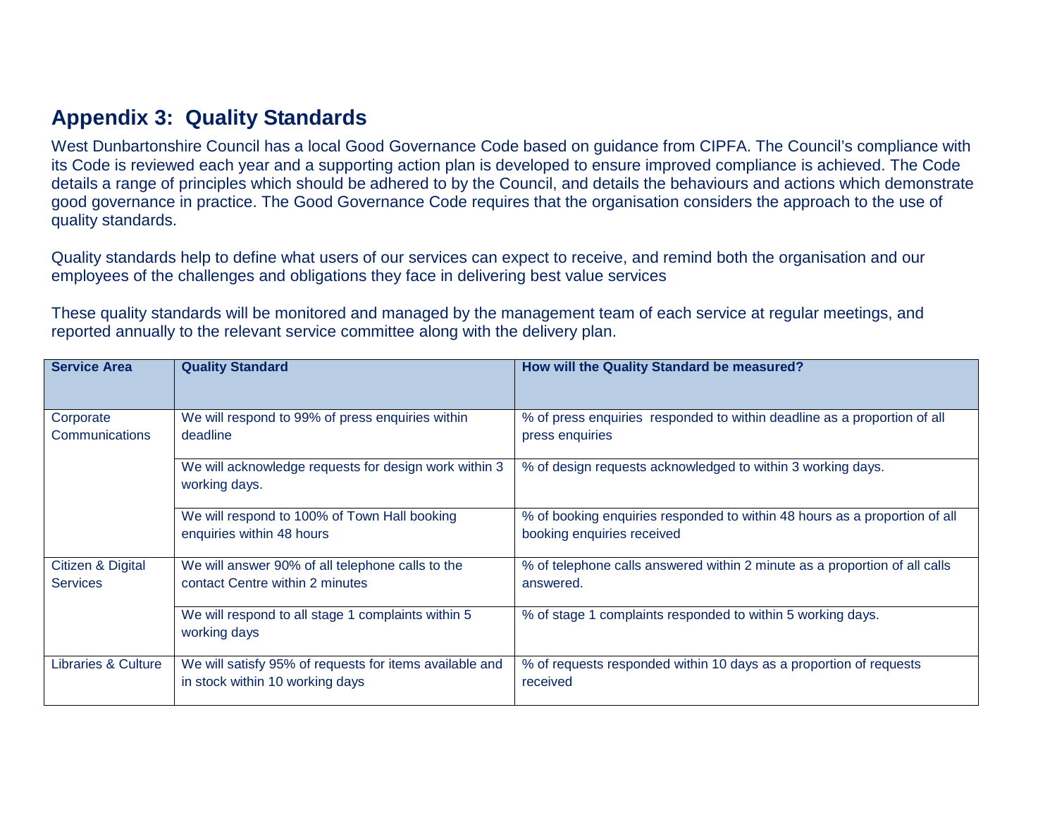## Appendix 3: Quality Standards

West Dunbartonshire Council has a local Good Governance Code based on guidance from CIPFA. The Council's compliance with its Code is reviewed each year and a supporting action plan is developed to ensure improved compliance is achieved. The Code details a range of principles which should be adhered to by the Council, and details the behaviours and actions which demonstrate good governance in practice. The Good Governance Code requires that the organisation considers the approach to the use of quality standards.

Quality standards help to define what users of our services can expect to receive, and remind both the organisation and our employees of the challenges and obligations they face in delivering best value services

These quality standards will be monitored and managed by the management team of each service at regular meetings, and reported annually to the relevant service committee along with the delivery plan.

| Service Area | Quality Standard | How will the Quality Standard be measured? |
|---|---|---|
| Corporate Communications | We will respond to 99% of press enquiries within deadline | % of press enquiries responded to within deadline as a proportion of all press enquiries |
| | We will acknowledge requests for design work within 3 working days. | % of design requests acknowledged to within 3 working days. |
| | We will respond to 100% of Town Hall booking enquiries within 48 hours | % of booking enquiries responded to within 48 hours as a proportion of all booking enquiries received |
| Citizen & Digital Services | We will answer 90% of all telephone calls to the contact Centre within 2 minutes | % of telephone calls answered within 2 minute as a proportion of all calls answered. |
| | We will respond to all stage 1 complaints within 5 working days | % of stage 1 complaints responded to within 5 working days. |
| Libraries & Culture | We will satisfy 95% of requests for items available and in stock within 10 working days | % of requests responded within 10 days as a proportion of requests received |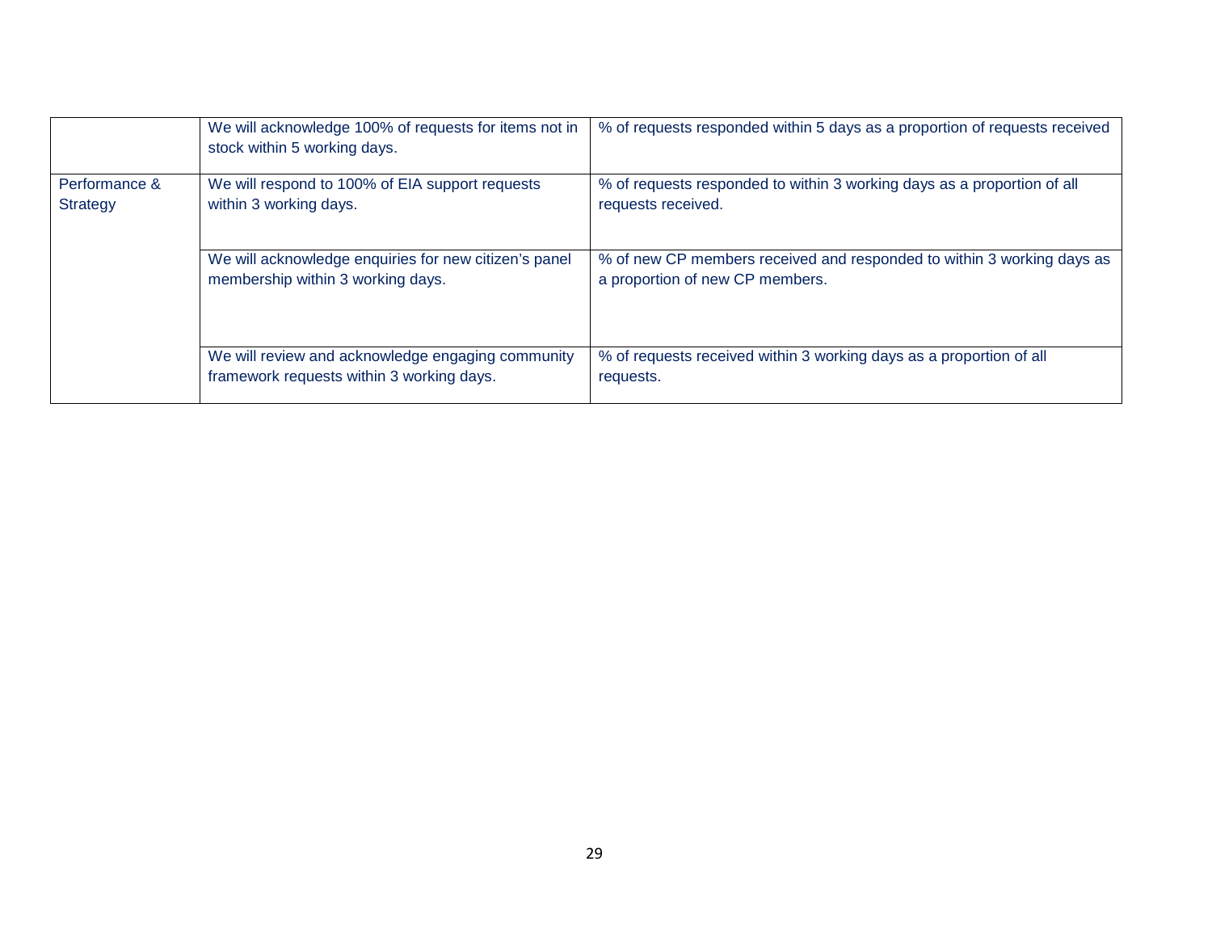| | | |
|---|---|---|
| | We will acknowledge 100% of requests for items not in stock within 5 working days. | % of requests responded within 5 days as a proportion of requests received |
| Performance & Strategy | We will respond to 100% of EIA support requests within 3 working days. | % of requests responded to within 3 working days as a proportion of all requests received. |
| | We will acknowledge enquiries for new citizen's panel membership within 3 working days. | % of new CP members received and responded to within 3 working days as a proportion of new CP members. |
| | We will review and acknowledge engaging community framework requests within 3 working days. | % of requests received within 3 working days as a proportion of all requests. |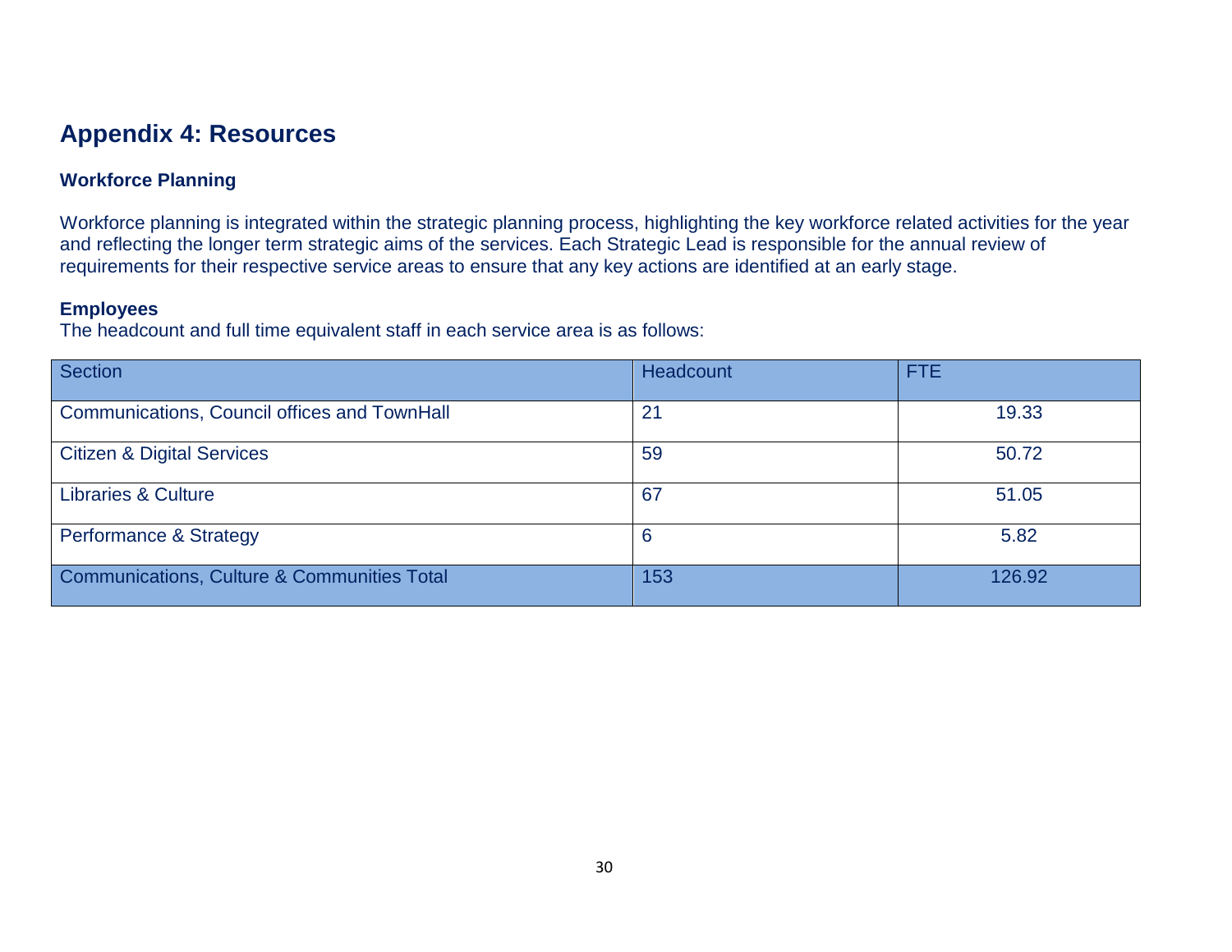# Appendix 4: Resources

### Workforce Planning

Workforce planning is integrated within the strategic planning process, highlighting the key workforce related activities for the year and reflecting the longer term strategic aims of the services. Each Strategic Lead is responsible for the annual review of requirements for their respective service areas to ensure that any key actions are identified at an early stage.

### Employees

The headcount and full time equivalent staff in each service area is as follows:

| Section | Headcount | FTE |
|---|---|---|
| Communications, Council offices and TownHall | 21 | 19.33 |
| Citizen & Digital Services | 59 | 50.72 |
| Libraries & Culture | 67 | 51.05 |
| Performance & Strategy | 6 | 5.82 |
| Communications, Culture & Communities Total | 153 | 126.92 |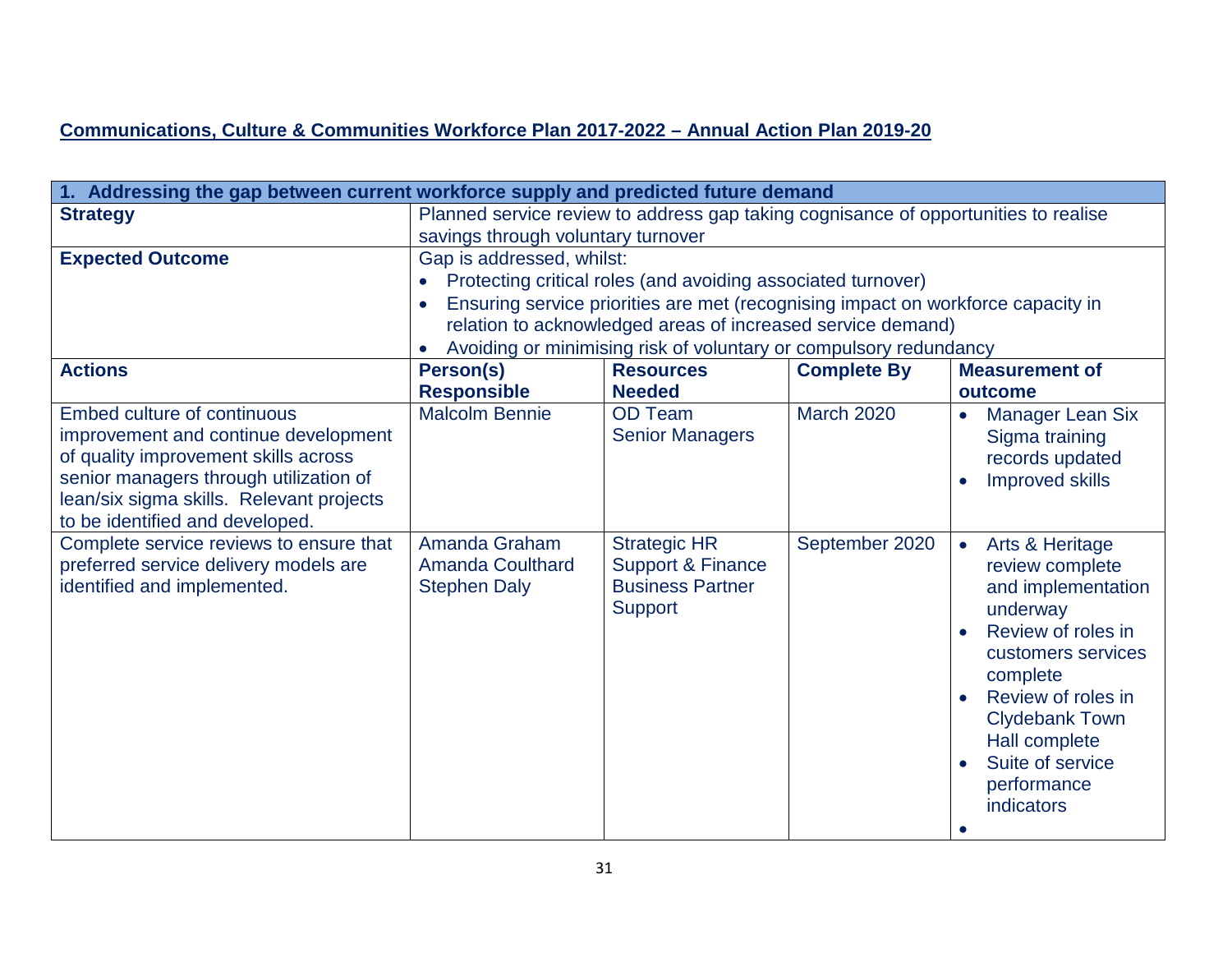**Communications, Culture & Communities Workforce Plan 2017-2022 – Annual Action Plan 2019-20**

| **1. Addressing the gap between current workforce supply and predicted future demand** | | | | |
|---|---|---|---|---|
| **Strategy** | Planned service review to address gap taking cognisance of opportunities to realise savings through voluntary turnover | | | |
| **Expected Outcome** | Gap is addressed, whilst:<br>• Protecting critical roles (and avoiding associated turnover)<br>• Ensuring service priorities are met (recognising impact on workforce capacity in relation to acknowledged areas of increased service demand)<br>• Avoiding or minimising risk of voluntary or compulsory redundancy | | | |
| **Actions** | **Person(s) Responsible** | **Resources Needed** | **Complete By** | **Measurement of outcome** |
| Embed culture of continuous improvement and continue development of quality improvement skills across senior managers through utilization of lean/six sigma skills. Relevant projects to be identified and developed. | Malcolm Bennie | OD Team<br>Senior Managers | March 2020 | • Manager Lean Six Sigma training records updated<br>• Improved skills |
| Complete service reviews to ensure that preferred service delivery models are identified and implemented. | Amanda Graham<br>Amanda Coulthard<br>Stephen Daly | Strategic HR Support & Finance Business Partner Support | September 2020 | • Arts & Heritage review complete and implementation underway<br>• Review of roles in customers services complete<br>• Review of roles in Clydebank Town Hall complete<br>• Suite of service performance indicators<br>• |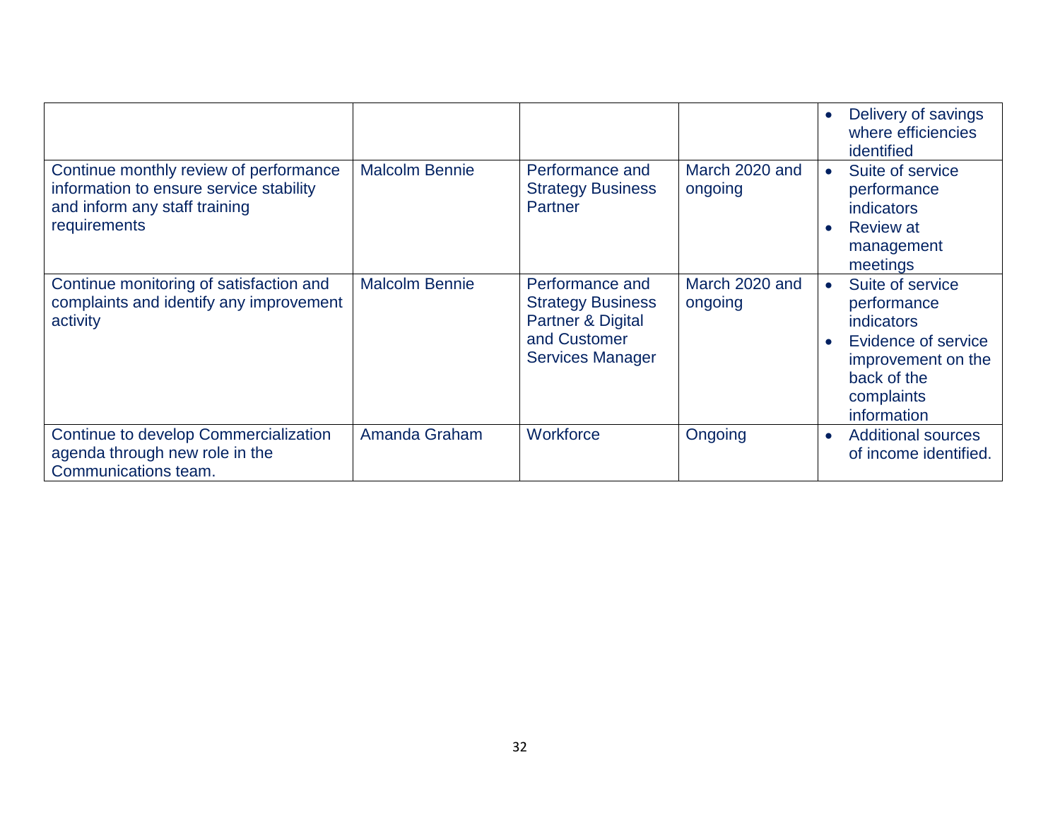| | | | | |
|---|---|---|---|---|
| | | | | • Delivery of savings where efficiencies identified |
| Continue monthly review of performance information to ensure service stability and inform any staff training requirements | Malcolm Bennie | Performance and Strategy Business Partner | March 2020 and ongoing | • Suite of service performance indicators<br>• Review at management meetings |
| Continue monitoring of satisfaction and complaints and identify any improvement activity | Malcolm Bennie | Performance and Strategy Business Partner & Digital and Customer Services Manager | March 2020 and ongoing | • Suite of service performance indicators<br>• Evidence of service improvement on the back of the complaints information |
| Continue to develop Commercialization agenda through new role in the Communications team. | Amanda Graham | Workforce | Ongoing | • Additional sources of income identified. |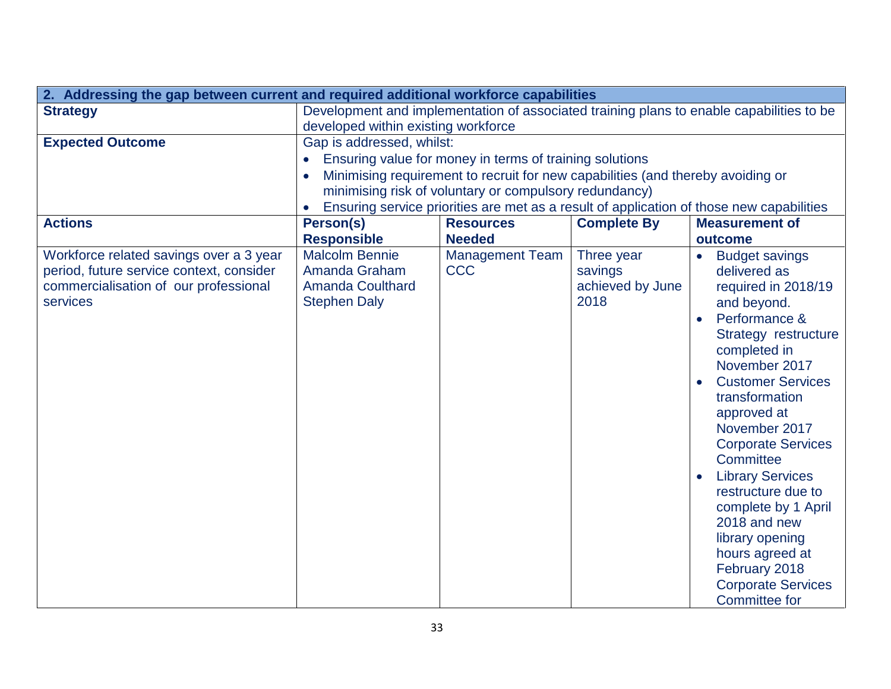| 2. Addressing the gap between current and required additional workforce capabilities | | | | |
|---|---|---|---|---|
| **Strategy** | Development and implementation of associated training plans to enable capabilities to be developed within existing workforce | | | |
| **Expected Outcome** | Gap is addressed, whilst:<br>• Ensuring value for money in terms of training solutions<br>• Minimising requirement to recruit for new capabilities (and thereby avoiding or minimising risk of voluntary or compulsory redundancy)<br>• Ensuring service priorities are met as a result of application of those new capabilities | | | |
| **Actions** | **Person(s) Responsible** | **Resources Needed** | **Complete By** | **Measurement of outcome** |
| Workforce related savings over a 3 year period, future service context, consider commercialisation of our professional services | Malcolm Bennie<br>Amanda Graham<br>Amanda Coulthard<br>Stephen Daly | Management Team<br>CCC | Three year savings achieved by June 2018 | • Budget savings delivered as required in 2018/19 and beyond.<br>• Performance & Strategy restructure completed in November 2017<br>• Customer Services transformation approved at November 2017 Corporate Services Committee<br>• Library Services restructure due to complete by 1 April 2018 and new library opening hours agreed at February 2018 Corporate Services Committee for |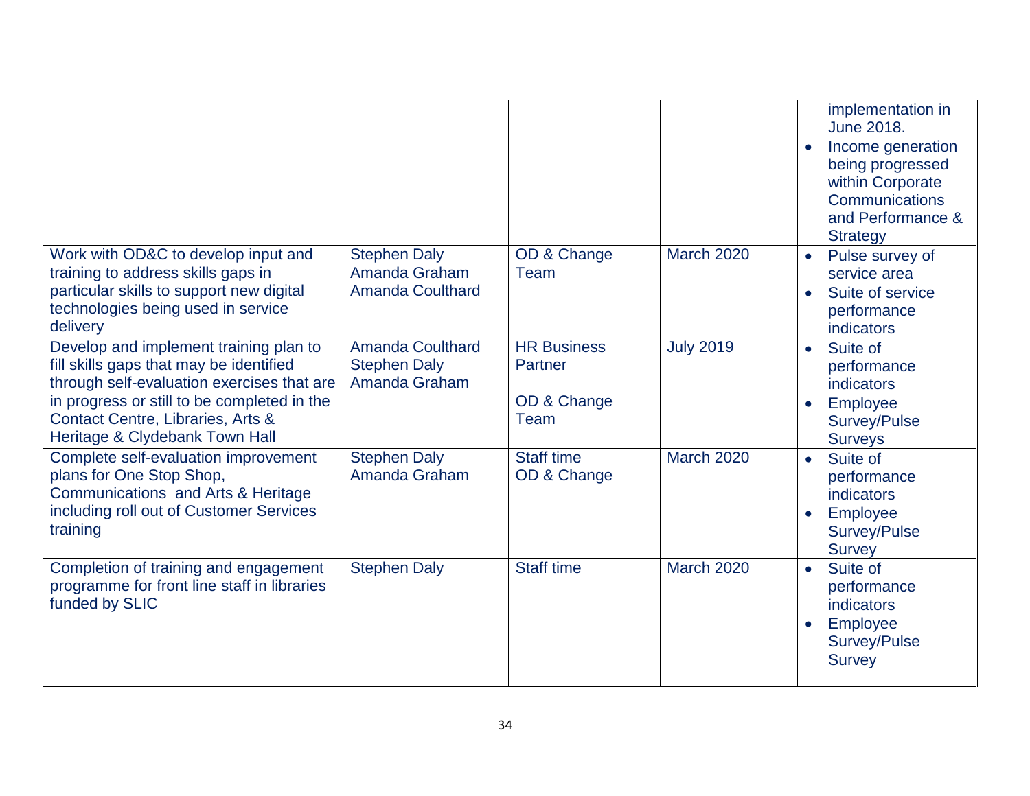| | | | | |
|---|---|---|---|---|
| | | | | implementation in June 2018.<br>• Income generation being progressed within Corporate Communications and Performance & Strategy |
| Work with OD&C to develop input and training to address skills gaps in particular skills to support new digital technologies being used in service delivery | Stephen Daly<br>Amanda Graham<br>Amanda Coulthard | OD & Change Team | March 2020 | • Pulse survey of service area<br>• Suite of service performance indicators |
| Develop and implement training plan to fill skills gaps that may be identified through self-evaluation exercises that are in progress or still to be completed in the Contact Centre, Libraries, Arts & Heritage & Clydebank Town Hall | Amanda Coulthard<br>Stephen Daly<br>Amanda Graham | HR Business Partner<br><br>OD & Change Team | July 2019 | • Suite of performance indicators<br>• Employee Survey/Pulse Surveys |
| Complete self-evaluation improvement plans for One Stop Shop, Communications and Arts & Heritage including roll out of Customer Services training | Stephen Daly<br>Amanda Graham | Staff time<br>OD & Change | March 2020 | • Suite of performance indicators<br>• Employee Survey/Pulse Survey |
| Completion of training and engagement programme for front line staff in libraries funded by SLIC | Stephen Daly | Staff time | March 2020 | • Suite of performance indicators<br>• Employee Survey/Pulse Survey |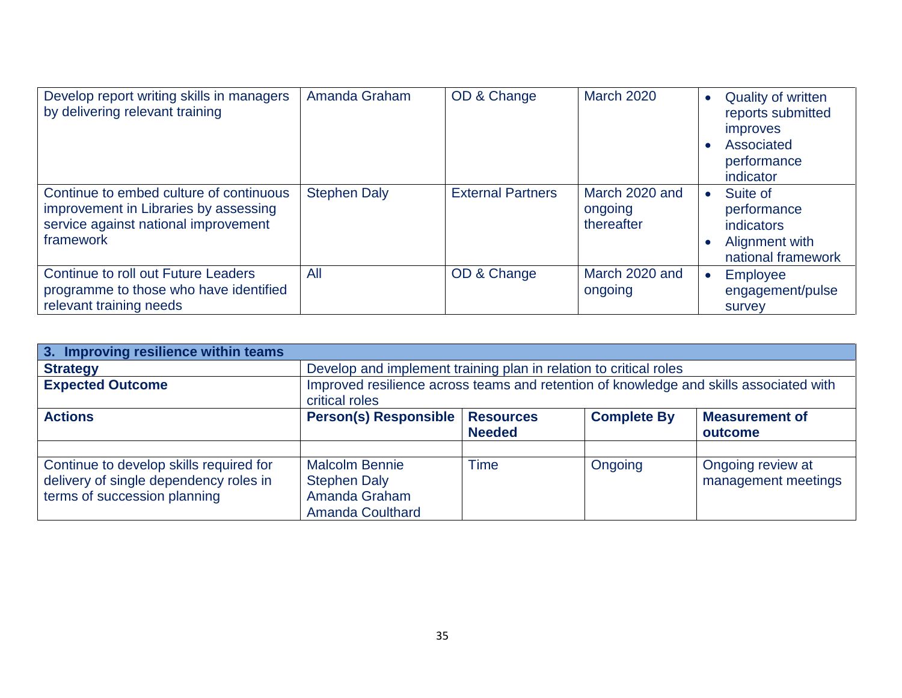| Develop report writing skills in managers by delivering relevant training | Amanda Graham | OD & Change | March 2020 | • Quality of written reports submitted improves<br>• Associated performance indicator |
|---|---|---|---|---|
| Continue to embed culture of continuous improvement in Libraries by assessing service against national improvement framework | Stephen Daly | External Partners | March 2020 and ongoing thereafter | • Suite of performance indicators<br>• Alignment with national framework |
| Continue to roll out Future Leaders programme to those who have identified relevant training needs | All | OD & Change | March 2020 and ongoing | • Employee engagement/pulse survey |

| **3. Improving resilience within teams** | | | | |
|---|---|---|---|---|
| **Strategy** | Develop and implement training plan in relation to critical roles | | | |
| **Expected Outcome** | Improved resilience across teams and retention of knowledge and skills associated with critical roles | | | |
| **Actions** | **Person(s) Responsible** | **Resources Needed** | **Complete By** | **Measurement of outcome** |
| | | | | |
| Continue to develop skills required for delivery of single dependency roles in terms of succession planning | Malcolm Bennie<br>Stephen Daly<br>Amanda Graham<br>Amanda Coulthard | Time | Ongoing | Ongoing review at management meetings |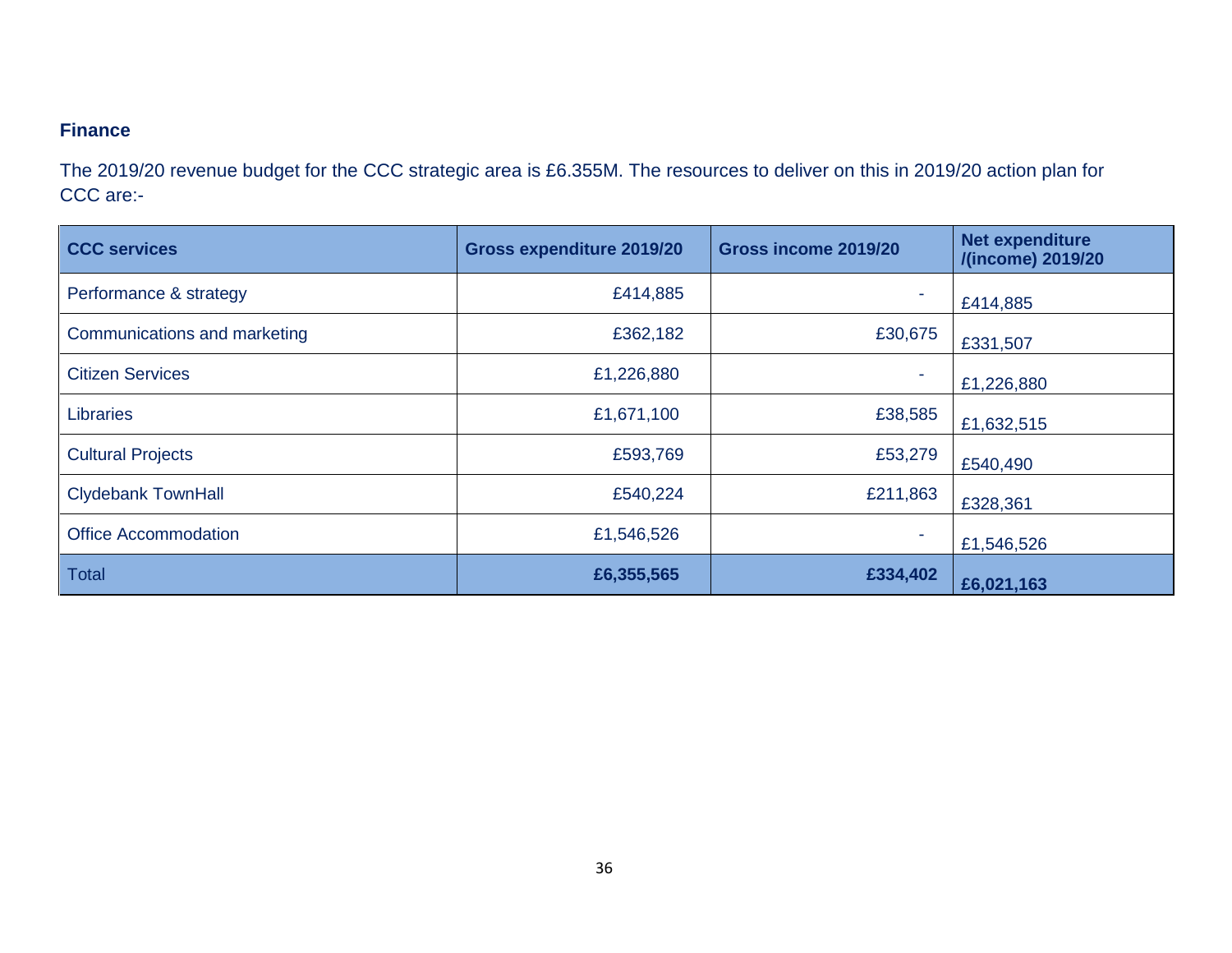## Finance

The 2019/20 revenue budget for the CCC strategic area is £6.355M. The resources to deliver on this in 2019/20 action plan for CCC are:-

| CCC services | Gross expenditure 2019/20 | Gross income 2019/20 | Net expenditure /(income) 2019/20 |
|---|---|---|---|
| Performance & strategy | £414,885 | - | £414,885 |
| Communications and marketing | £362,182 | £30,675 | £331,507 |
| Citizen Services | £1,226,880 | - | £1,226,880 |
| Libraries | £1,671,100 | £38,585 | £1,632,515 |
| Cultural Projects | £593,769 | £53,279 | £540,490 |
| Clydebank TownHall | £540,224 | £211,863 | £328,361 |
| Office Accommodation | £1,546,526 | - | £1,546,526 |
| Total | **£6,355,565** | **£334,402** | **£6,021,163** |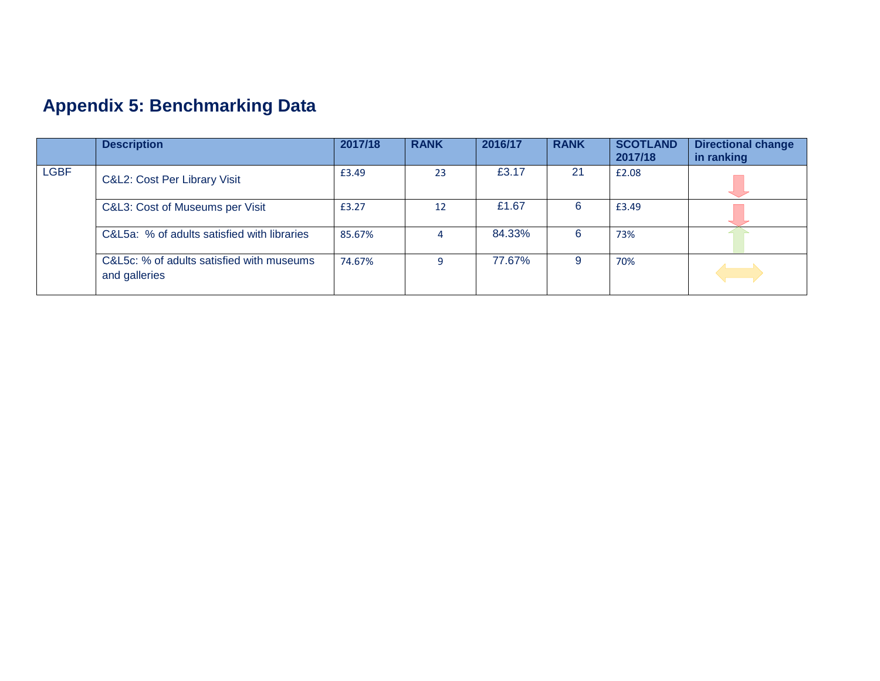## Appendix 5: Benchmarking Data

| | Description | 2017/18 | RANK | 2016/17 | RANK | SCOTLAND 2017/18 | Directional change in ranking |
|---|---|---|---|---|---|---|---|
| LGBF | C&L2: Cost Per Library Visit | £3.49 | 23 | £3.17 | 21 | £2.08 | ↓ |
| | C&L3: Cost of Museums per Visit | £3.27 | 12 | £1.67 | 6 | £3.49 | ↓ |
| | C&L5a: % of adults satisfied with libraries | 85.67% | 4 | 84.33% | 6 | 73% | ↑ |
| | C&L5c: % of adults satisfied with museums and galleries | 74.67% | 9 | 77.67% | 9 | 70% | ↔ |